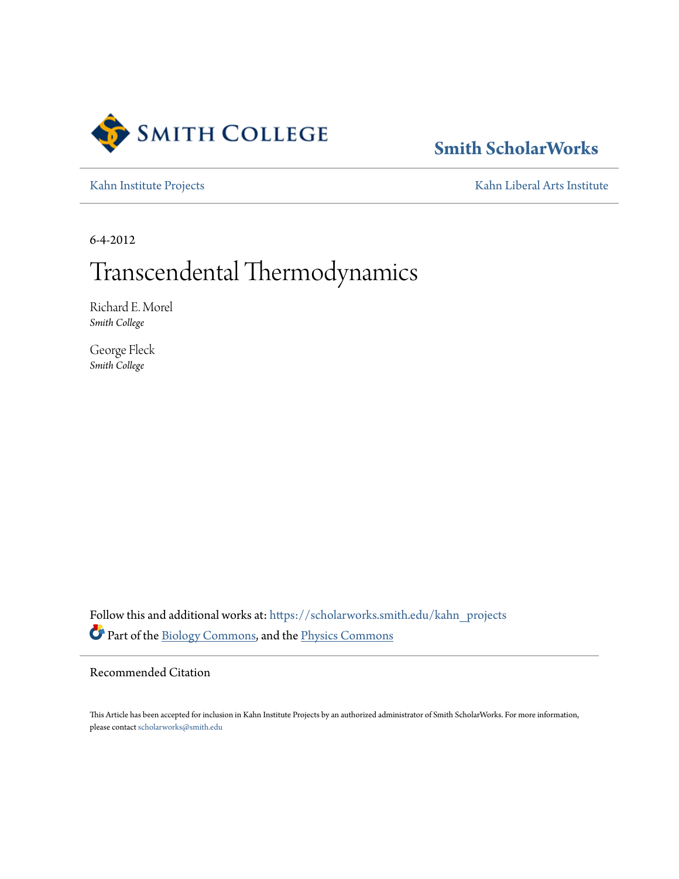Smith College

Smith ScholarWorks

Kahn Institute Projects | Kahn Liberal Arts Institute

6-4-2012

# Transcendental Thermodynamics

Richard E. Morel
*Smith College*

George Fleck
*Smith College*

Follow this and additional works at: https://scholarworks.smith.edu/kahn_projects

Part of the Biology Commons, and the Physics Commons

Recommended Citation

This Article has been accepted for inclusion in Kahn Institute Projects by an authorized administrator of Smith ScholarWorks. For more information, please contact scholarworks@smith.edu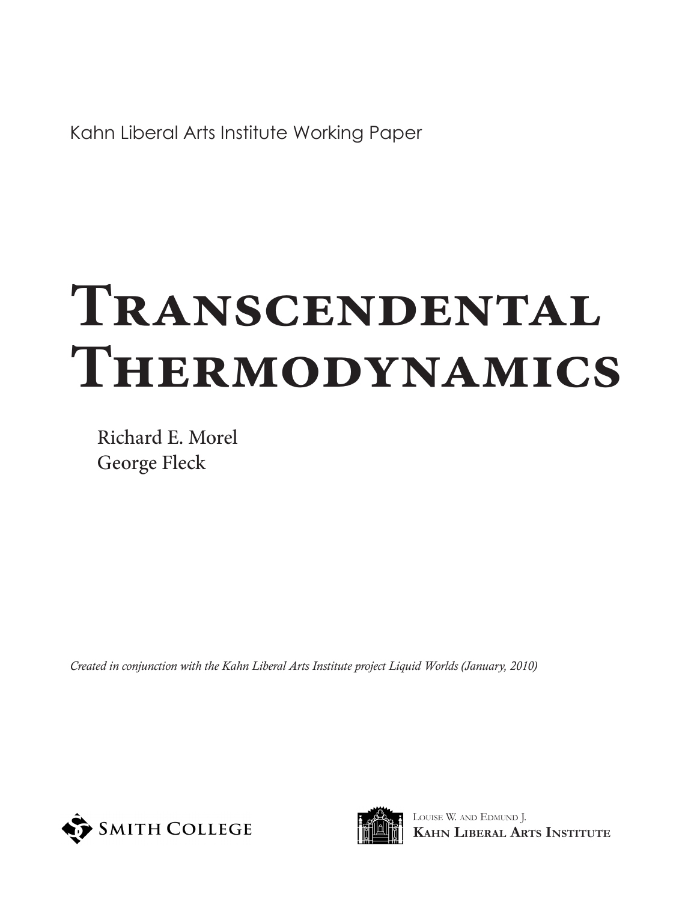Kahn Liberal Arts Institute Working Paper

# Transcendental Thermodynamics

Richard E. Morel
George Fleck

*Created in conjunction with the Kahn Liberal Arts Institute project Liquid Worlds (January, 2010)*

Smith College

Louise W. and Edmund J.
**Kahn Liberal Arts Institute**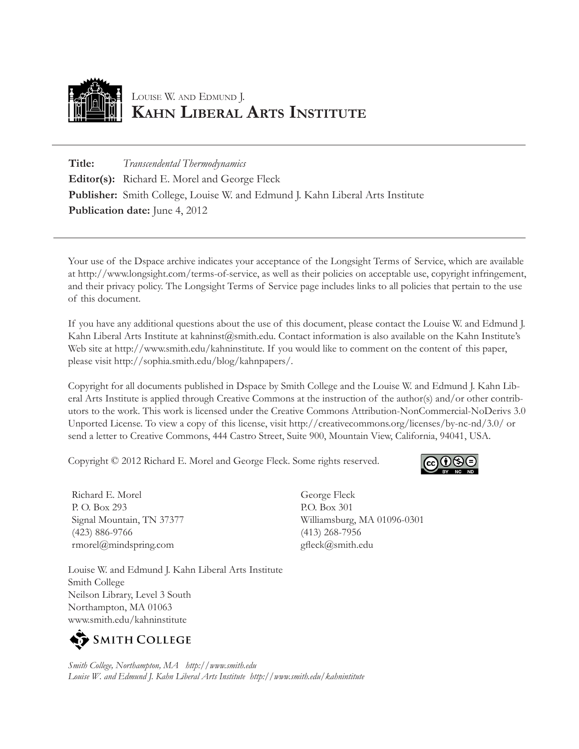Louise W. and Edmund J.
**Kahn Liberal Arts Institute**

---

**Title:** *Transcendental Thermodynamics*
**Editor(s):** Richard E. Morel and George Fleck
**Publisher:** Smith College, Louise W. and Edmund J. Kahn Liberal Arts Institute
**Publication date:** June 4, 2012

---

Your use of the Dspace archive indicates your acceptance of the Longsight Terms of Service, which are available at http://www.longsight.com/terms-of-service, as well as their policies on acceptable use, copyright infringement, and their privacy policy. The Longsight Terms of Service page includes links to all policies that pertain to the use of this document.

If you have any additional questions about the use of this document, please contact the Louise W. and Edmund J. Kahn Liberal Arts Institute at kahninst@smith.edu. Contact information is also available on the Kahn Institute's Web site at http://www.smith.edu/kahninstitute. If you would like to comment on the content of this paper, please visit http://sophia.smith.edu/blog/kahnpapers/.

Copyright for all documents published in Dspace by Smith College and the Louise W. and Edmund J. Kahn Liberal Arts Institute is applied through Creative Commons at the instruction of the author(s) and/or other contributors to the work. This work is licensed under the Creative Commons Attribution-NonCommercial-NoDerivs 3.0 Unported License. To view a copy of this license, visit http://creativecommons.org/licenses/by-nc-nd/3.0/ or send a letter to Creative Commons, 444 Castro Street, Suite 900, Mountain View, California, 94041, USA.

Copyright © 2012 Richard E. Morel and George Fleck. Some rights reserved.

Richard E. Morel
P. O. Box 293
Signal Mountain, TN 37377
(423) 886-9766
rmorel@mindspring.com

George Fleck
P.O. Box 301
Williamsburg, MA 01096-0301
(413) 268-7956
gfleck@smith.edu

Louise W. and Edmund J. Kahn Liberal Arts Institute
Smith College
Neilson Library, Level 3 South
Northampton, MA 01063
www.smith.edu/kahninstitute

Smith College

*Smith College, Northampton, MA http://www.smith.edu*
*Louise W. and Edmund J. Kahn Liberal Arts Institute http://www.smith.edu/kahnintitute*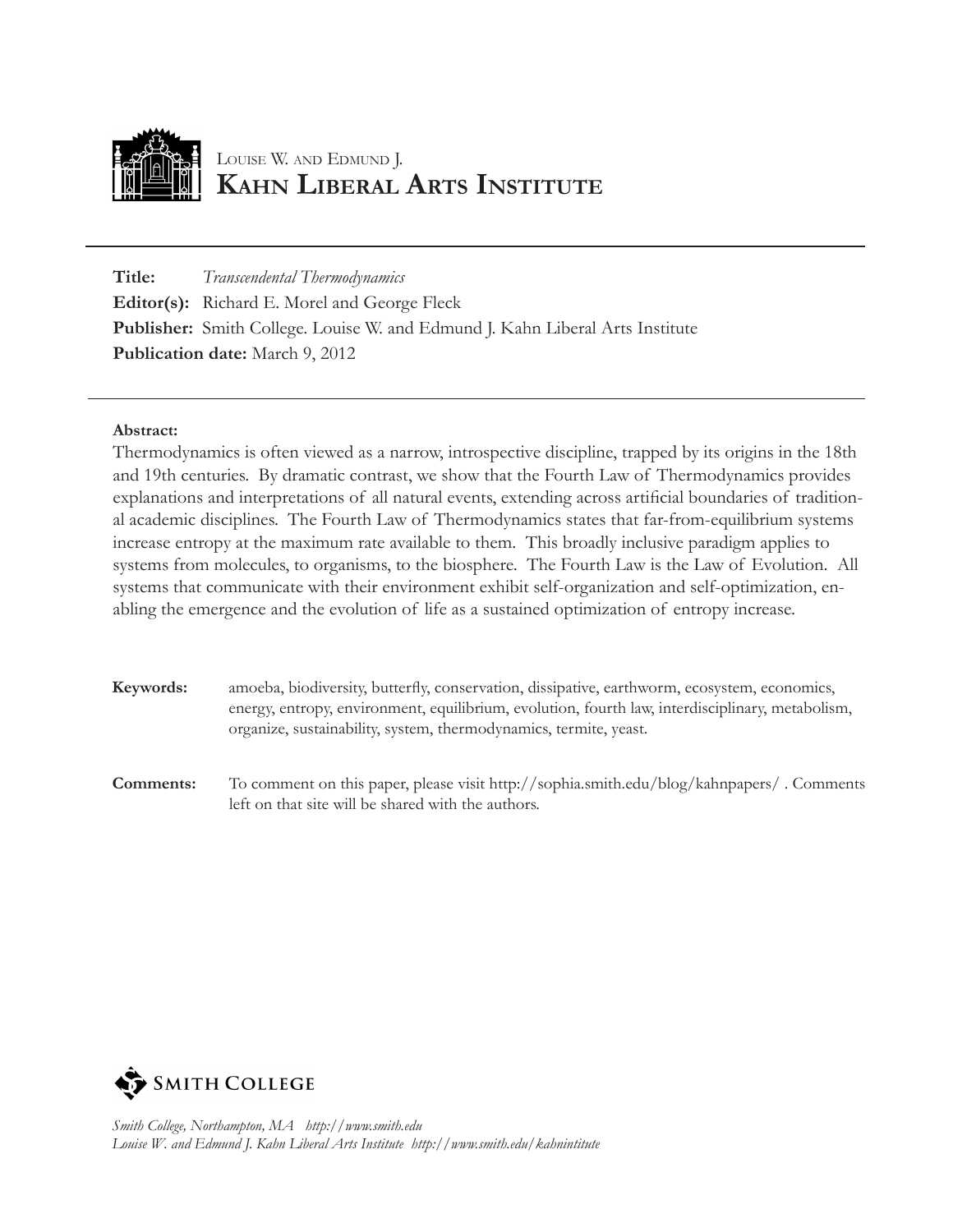LOUISE W. AND EDMUND J.
# KAHN LIBERAL ARTS INSTITUTE

**Title:** *Transcendental Thermodynamics*
**Editor(s):** Richard E. Morel and George Fleck
**Publisher:** Smith College. Louise W. and Edmund J. Kahn Liberal Arts Institute
**Publication date:** March 9, 2012

**Abstract:**
Thermodynamics is often viewed as a narrow, introspective discipline, trapped by its origins in the 18th and 19th centuries. By dramatic contrast, we show that the Fourth Law of Thermodynamics provides explanations and interpretations of all natural events, extending across artificial boundaries of traditional academic disciplines. The Fourth Law of Thermodynamics states that far-from-equilibrium systems increase entropy at the maximum rate available to them. This broadly inclusive paradigm applies to systems from molecules, to organisms, to the biosphere. The Fourth Law is the Law of Evolution. All systems that communicate with their environment exhibit self-organization and self-optimization, enabling the emergence and the evolution of life as a sustained optimization of entropy increase.

**Keywords:** amoeba, biodiversity, butterfly, conservation, dissipative, earthworm, ecosystem, economics, energy, entropy, environment, equilibrium, evolution, fourth law, interdisciplinary, metabolism, organize, sustainability, system, thermodynamics, termite, yeast.

**Comments:** To comment on this paper, please visit http://sophia.smith.edu/blog/kahnpapers/ . Comments left on that site will be shared with the authors.

SMITH COLLEGE

*Smith College, Northampton, MA http://www.smith.edu*
*Louise W. and Edmund J. Kahn Liberal Arts Institute http://www.smith.edu/kahnintitute*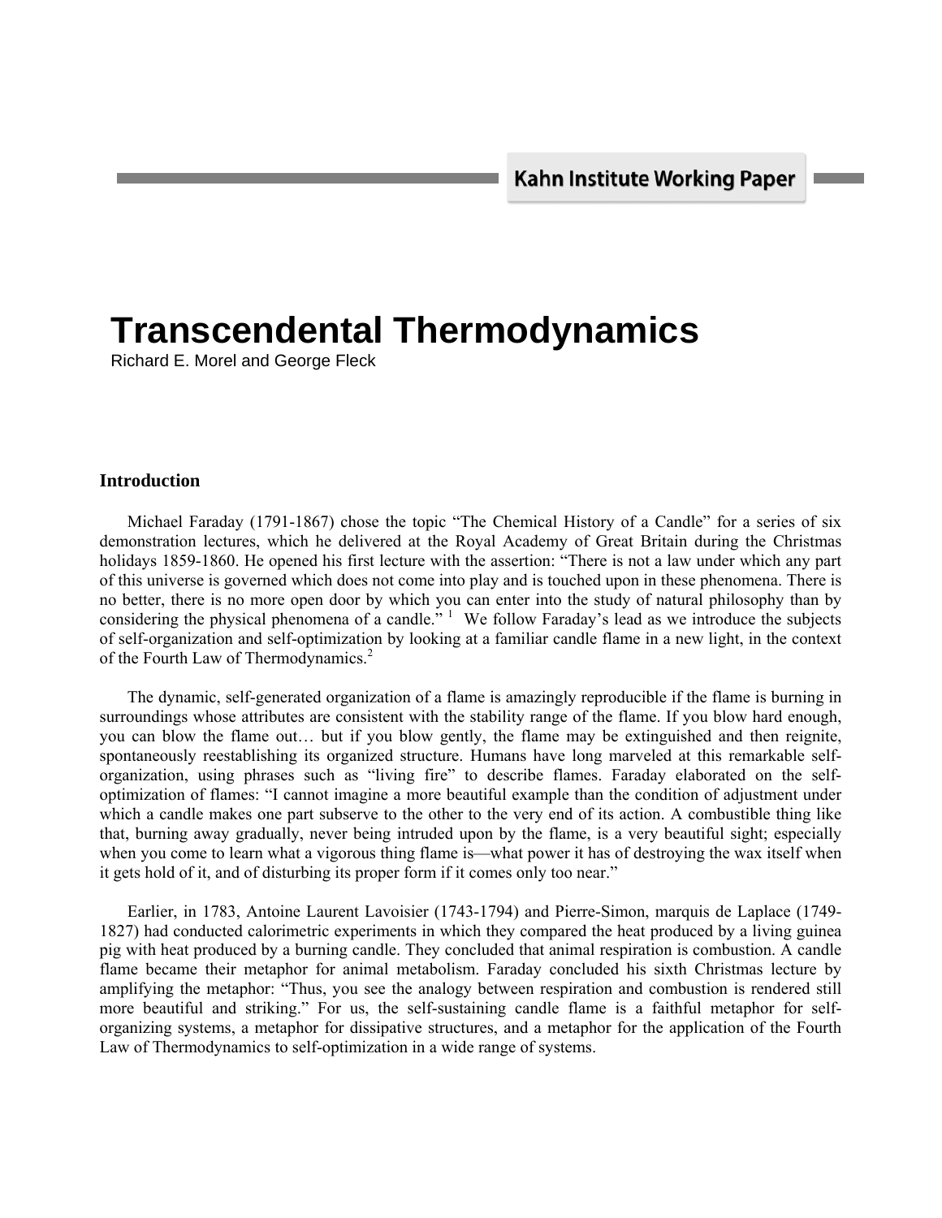Kahn Institute Working Paper

# Transcendental Thermodynamics

Richard E. Morel and George Fleck

## Introduction

Michael Faraday (1791-1867) chose the topic "The Chemical History of a Candle" for a series of six demonstration lectures, which he delivered at the Royal Academy of Great Britain during the Christmas holidays 1859-1860. He opened his first lecture with the assertion: "There is not a law under which any part of this universe is governed which does not come into play and is touched upon in these phenomena. There is no better, there is no more open door by which you can enter into the study of natural philosophy than by considering the physical phenomena of a candle." [1] We follow Faraday's lead as we introduce the subjects of self-organization and self-optimization by looking at a familiar candle flame in a new light, in the context of the Fourth Law of Thermodynamics.[2]

The dynamic, self-generated organization of a flame is amazingly reproducible if the flame is burning in surroundings whose attributes are consistent with the stability range of the flame. If you blow hard enough, you can blow the flame out… but if you blow gently, the flame may be extinguished and then reignite, spontaneously reestablishing its organized structure. Humans have long marveled at this remarkable self-organization, using phrases such as "living fire" to describe flames. Faraday elaborated on the self-optimization of flames: "I cannot imagine a more beautiful example than the condition of adjustment under which a candle makes one part subserve to the other to the very end of its action. A combustible thing like that, burning away gradually, never being intruded upon by the flame, is a very beautiful sight; especially when you come to learn what a vigorous thing flame is—what power it has of destroying the wax itself when it gets hold of it, and of disturbing its proper form if it comes only too near."

Earlier, in 1783, Antoine Laurent Lavoisier (1743-1794) and Pierre-Simon, marquis de Laplace (1749-1827) had conducted calorimetric experiments in which they compared the heat produced by a living guinea pig with heat produced by a burning candle. They concluded that animal respiration is combustion. A candle flame became their metaphor for animal metabolism. Faraday concluded his sixth Christmas lecture by amplifying the metaphor: "Thus, you see the analogy between respiration and combustion is rendered still more beautiful and striking." For us, the self-sustaining candle flame is a faithful metaphor for self-organizing systems, a metaphor for dissipative structures, and a metaphor for the application of the Fourth Law of Thermodynamics to self-optimization in a wide range of systems.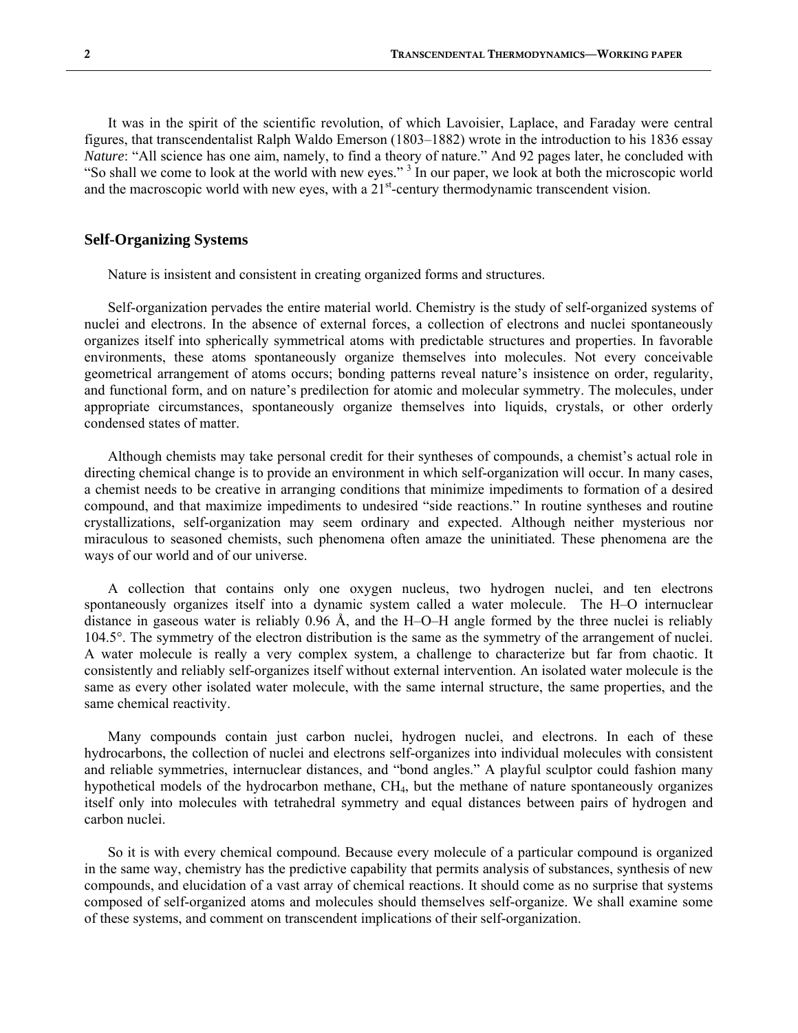It was in the spirit of the scientific revolution, of which Lavoisier, Laplace, and Faraday were central figures, that transcendentalist Ralph Waldo Emerson (1803–1882) wrote in the introduction to his 1836 essay *Nature*: “All science has one aim, namely, to find a theory of nature.” And 92 pages later, he concluded with “So shall we come to look at the world with new eyes.” [3] In our paper, we look at both the microscopic world and the macroscopic world with new eyes, with a 21st-century thermodynamic transcendent vision.

## Self-Organizing Systems

Nature is insistent and consistent in creating organized forms and structures.

Self-organization pervades the entire material world. Chemistry is the study of self-organized systems of nuclei and electrons. In the absence of external forces, a collection of electrons and nuclei spontaneously organizes itself into spherically symmetrical atoms with predictable structures and properties. In favorable environments, these atoms spontaneously organize themselves into molecules. Not every conceivable geometrical arrangement of atoms occurs; bonding patterns reveal nature’s insistence on order, regularity, and functional form, and on nature’s predilection for atomic and molecular symmetry. The molecules, under appropriate circumstances, spontaneously organize themselves into liquids, crystals, or other orderly condensed states of matter.

Although chemists may take personal credit for their syntheses of compounds, a chemist’s actual role in directing chemical change is to provide an environment in which self-organization will occur. In many cases, a chemist needs to be creative in arranging conditions that minimize impediments to formation of a desired compound, and that maximize impediments to undesired “side reactions.” In routine syntheses and routine crystallizations, self-organization may seem ordinary and expected. Although neither mysterious nor miraculous to seasoned chemists, such phenomena often amaze the uninitiated. These phenomena are the ways of our world and of our universe.

A collection that contains only one oxygen nucleus, two hydrogen nuclei, and ten electrons spontaneously organizes itself into a dynamic system called a water molecule. The H–O internuclear distance in gaseous water is reliably 0.96 Å, and the H–O–H angle formed by the three nuclei is reliably 104.5°. The symmetry of the electron distribution is the same as the symmetry of the arrangement of nuclei. A water molecule is really a very complex system, a challenge to characterize but far from chaotic. It consistently and reliably self-organizes itself without external intervention. An isolated water molecule is the same as every other isolated water molecule, with the same internal structure, the same properties, and the same chemical reactivity.

Many compounds contain just carbon nuclei, hydrogen nuclei, and electrons. In each of these hydrocarbons, the collection of nuclei and electrons self-organizes into individual molecules with consistent and reliable symmetries, internuclear distances, and “bond angles.” A playful sculptor could fashion many hypothetical models of the hydrocarbon methane, $CH_4$, but the methane of nature spontaneously organizes itself only into molecules with tetrahedral symmetry and equal distances between pairs of hydrogen and carbon nuclei.

So it is with every chemical compound. Because every molecule of a particular compound is organized in the same way, chemistry has the predictive capability that permits analysis of substances, synthesis of new compounds, and elucidation of a vast array of chemical reactions. It should come as no surprise that systems composed of self-organized atoms and molecules should themselves self-organize. We shall examine some of these systems, and comment on transcendent implications of their self-organization.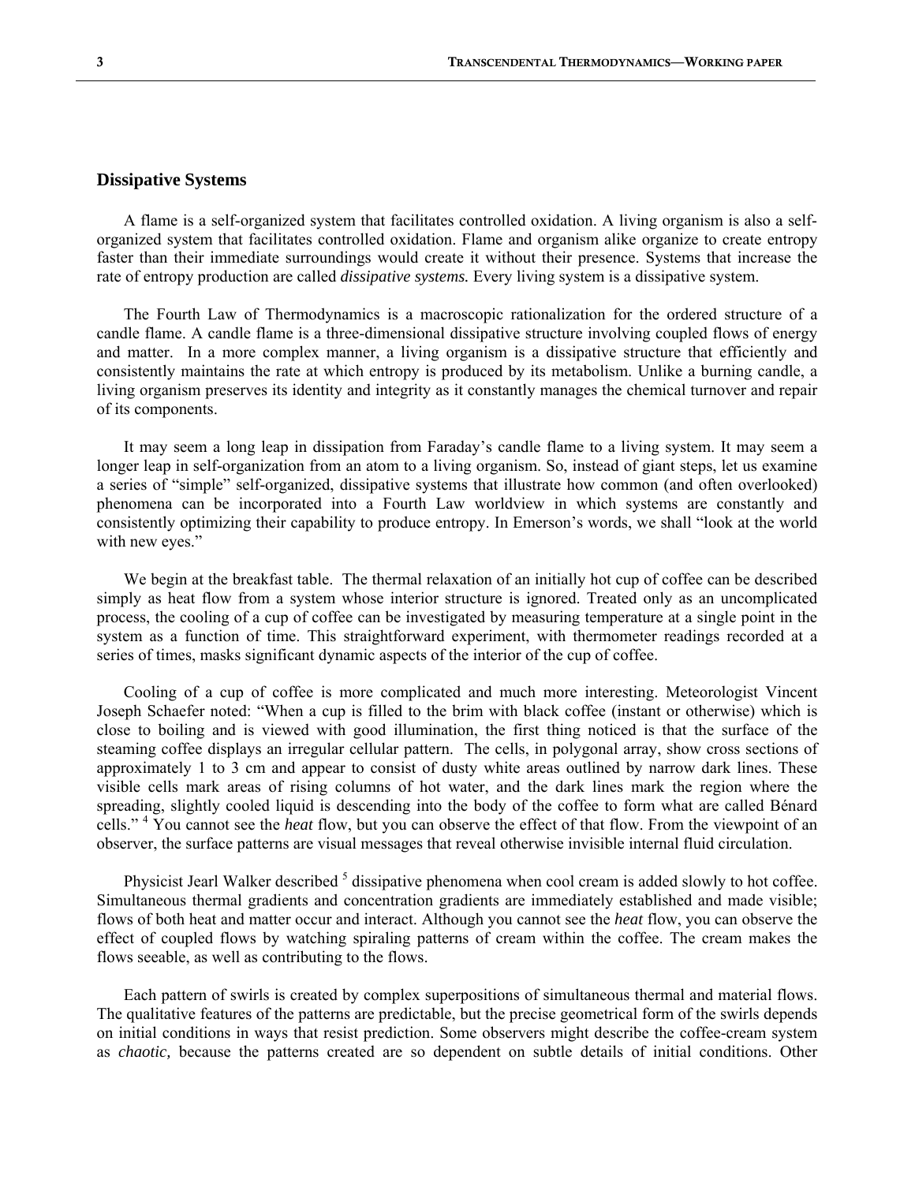## Dissipative Systems

A flame is a self-organized system that facilitates controlled oxidation. A living organism is also a self-organized system that facilitates controlled oxidation. Flame and organism alike organize to create entropy faster than their immediate surroundings would create it without their presence. Systems that increase the rate of entropy production are called *dissipative systems.* Every living system is a dissipative system.

The Fourth Law of Thermodynamics is a macroscopic rationalization for the ordered structure of a candle flame. A candle flame is a three-dimensional dissipative structure involving coupled flows of energy and matter. In a more complex manner, a living organism is a dissipative structure that efficiently and consistently maintains the rate at which entropy is produced by its metabolism. Unlike a burning candle, a living organism preserves its identity and integrity as it constantly manages the chemical turnover and repair of its components.

It may seem a long leap in dissipation from Faraday's candle flame to a living system. It may seem a longer leap in self-organization from an atom to a living organism. So, instead of giant steps, let us examine a series of "simple" self-organized, dissipative systems that illustrate how common (and often overlooked) phenomena can be incorporated into a Fourth Law worldview in which systems are constantly and consistently optimizing their capability to produce entropy. In Emerson's words, we shall "look at the world with new eyes."

We begin at the breakfast table. The thermal relaxation of an initially hot cup of coffee can be described simply as heat flow from a system whose interior structure is ignored. Treated only as an uncomplicated process, the cooling of a cup of coffee can be investigated by measuring temperature at a single point in the system as a function of time. This straightforward experiment, with thermometer readings recorded at a series of times, masks significant dynamic aspects of the interior of the cup of coffee.

Cooling of a cup of coffee is more complicated and much more interesting. Meteorologist Vincent Joseph Schaefer noted: "When a cup is filled to the brim with black coffee (instant or otherwise) which is close to boiling and is viewed with good illumination, the first thing noticed is that the surface of the steaming coffee displays an irregular cellular pattern. The cells, in polygonal array, show cross sections of approximately 1 to 3 cm and appear to consist of dusty white areas outlined by narrow dark lines. These visible cells mark areas of rising columns of hot water, and the dark lines mark the region where the spreading, slightly cooled liquid is descending into the body of the coffee to form what are called Bénard cells." [4] You cannot see the *heat* flow, but you can observe the effect of that flow. From the viewpoint of an observer, the surface patterns are visual messages that reveal otherwise invisible internal fluid circulation.

Physicist Jearl Walker described [5] dissipative phenomena when cool cream is added slowly to hot coffee. Simultaneous thermal gradients and concentration gradients are immediately established and made visible; flows of both heat and matter occur and interact. Although you cannot see the *heat* flow, you can observe the effect of coupled flows by watching spiraling patterns of cream within the coffee. The cream makes the flows seeable, as well as contributing to the flows.

Each pattern of swirls is created by complex superpositions of simultaneous thermal and material flows. The qualitative features of the patterns are predictable, but the precise geometrical form of the swirls depends on initial conditions in ways that resist prediction. Some observers might describe the coffee-cream system as *chaotic,* because the patterns created are so dependent on subtle details of initial conditions. Other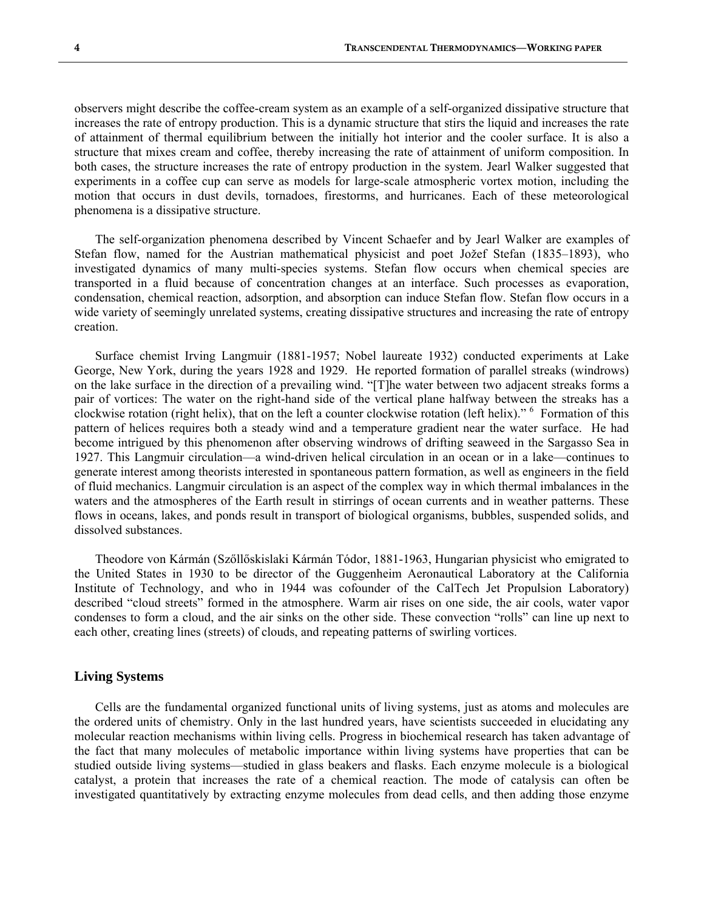observers might describe the coffee-cream system as an example of a self-organized dissipative structure that increases the rate of entropy production. This is a dynamic structure that stirs the liquid and increases the rate of attainment of thermal equilibrium between the initially hot interior and the cooler surface. It is also a structure that mixes cream and coffee, thereby increasing the rate of attainment of uniform composition. In both cases, the structure increases the rate of entropy production in the system. Jearl Walker suggested that experiments in a coffee cup can serve as models for large-scale atmospheric vortex motion, including the motion that occurs in dust devils, tornadoes, firestorms, and hurricanes. Each of these meteorological phenomena is a dissipative structure.

The self-organization phenomena described by Vincent Schaefer and by Jearl Walker are examples of Stefan flow, named for the Austrian mathematical physicist and poet Jožef Stefan (1835–1893), who investigated dynamics of many multi-species systems. Stefan flow occurs when chemical species are transported in a fluid because of concentration changes at an interface. Such processes as evaporation, condensation, chemical reaction, adsorption, and absorption can induce Stefan flow. Stefan flow occurs in a wide variety of seemingly unrelated systems, creating dissipative structures and increasing the rate of entropy creation.

Surface chemist Irving Langmuir (1881-1957; Nobel laureate 1932) conducted experiments at Lake George, New York, during the years 1928 and 1929. He reported formation of parallel streaks (windrows) on the lake surface in the direction of a prevailing wind. "[T]he water between two adjacent streaks forms a pair of vortices: The water on the right-hand side of the vertical plane halfway between the streaks has a clockwise rotation (right helix), that on the left a counter clockwise rotation (left helix)." [6] Formation of this pattern of helices requires both a steady wind and a temperature gradient near the water surface. He had become intrigued by this phenomenon after observing windrows of drifting seaweed in the Sargasso Sea in 1927. This Langmuir circulation—a wind-driven helical circulation in an ocean or in a lake—continues to generate interest among theorists interested in spontaneous pattern formation, as well as engineers in the field of fluid mechanics. Langmuir circulation is an aspect of the complex way in which thermal imbalances in the waters and the atmospheres of the Earth result in stirrings of ocean currents and in weather patterns. These flows in oceans, lakes, and ponds result in transport of biological organisms, bubbles, suspended solids, and dissolved substances.

Theodore von Kármán (Szőllőskislaki Kármán Tódor, 1881-1963, Hungarian physicist who emigrated to the United States in 1930 to be director of the Guggenheim Aeronautical Laboratory at the California Institute of Technology, and who in 1944 was cofounder of the CalTech Jet Propulsion Laboratory) described "cloud streets" formed in the atmosphere. Warm air rises on one side, the air cools, water vapor condenses to form a cloud, and the air sinks on the other side. These convection "rolls" can line up next to each other, creating lines (streets) of clouds, and repeating patterns of swirling vortices.

## Living Systems

Cells are the fundamental organized functional units of living systems, just as atoms and molecules are the ordered units of chemistry. Only in the last hundred years, have scientists succeeded in elucidating any molecular reaction mechanisms within living cells. Progress in biochemical research has taken advantage of the fact that many molecules of metabolic importance within living systems have properties that can be studied outside living systems—studied in glass beakers and flasks. Each enzyme molecule is a biological catalyst, a protein that increases the rate of a chemical reaction. The mode of catalysis can often be investigated quantitatively by extracting enzyme molecules from dead cells, and then adding those enzyme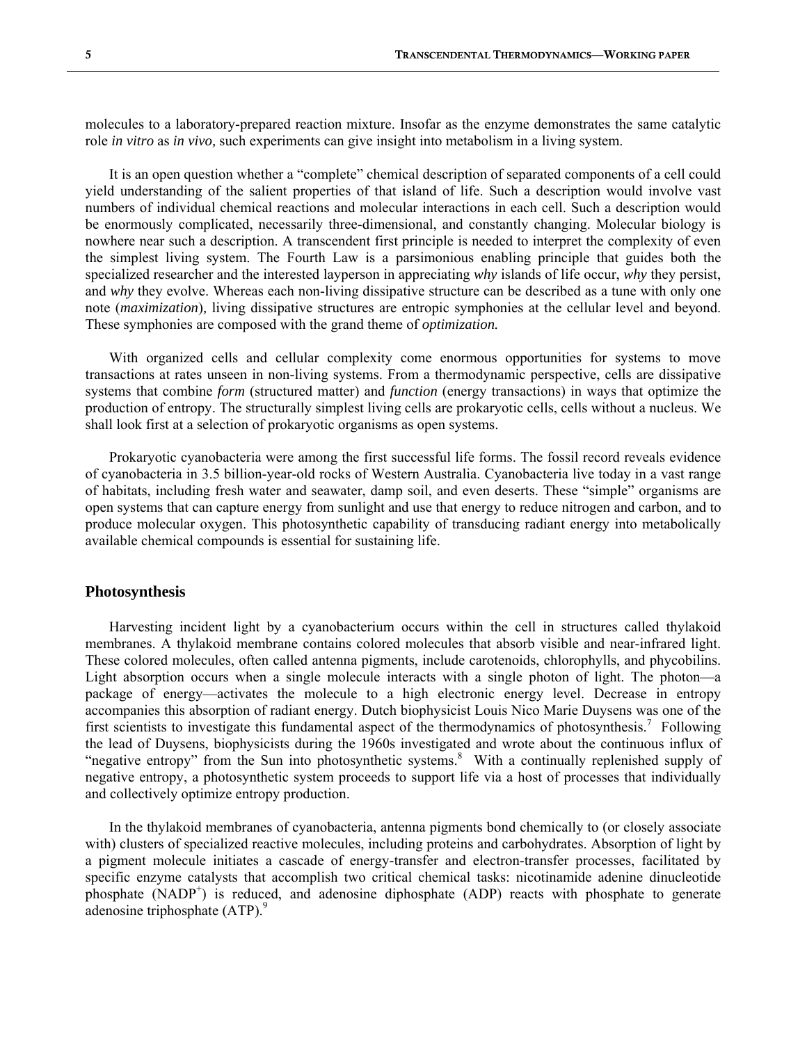molecules to a laboratory-prepared reaction mixture. Insofar as the enzyme demonstrates the same catalytic role *in vitro* as *in vivo,* such experiments can give insight into metabolism in a living system.

It is an open question whether a "complete" chemical description of separated components of a cell could yield understanding of the salient properties of that island of life. Such a description would involve vast numbers of individual chemical reactions and molecular interactions in each cell. Such a description would be enormously complicated, necessarily three-dimensional, and constantly changing. Molecular biology is nowhere near such a description. A transcendent first principle is needed to interpret the complexity of even the simplest living system. The Fourth Law is a parsimonious enabling principle that guides both the specialized researcher and the interested layperson in appreciating *why* islands of life occur, *why* they persist, and *why* they evolve. Whereas each non-living dissipative structure can be described as a tune with only one note (*maximization*), living dissipative structures are entropic symphonies at the cellular level and beyond. These symphonies are composed with the grand theme of ***optimization.***

With organized cells and cellular complexity come enormous opportunities for systems to move transactions at rates unseen in non-living systems. From a thermodynamic perspective, cells are dissipative systems that combine *form* (structured matter) and *function* (energy transactions) in ways that optimize the production of entropy. The structurally simplest living cells are prokaryotic cells, cells without a nucleus. We shall look first at a selection of prokaryotic organisms as open systems.

Prokaryotic cyanobacteria were among the first successful life forms. The fossil record reveals evidence of cyanobacteria in 3.5 billion-year-old rocks of Western Australia. Cyanobacteria live today in a vast range of habitats, including fresh water and seawater, damp soil, and even deserts. These "simple" organisms are open systems that can capture energy from sunlight and use that energy to reduce nitrogen and carbon, and to produce molecular oxygen. This photosynthetic capability of transducing radiant energy into metabolically available chemical compounds is essential for sustaining life.

## Photosynthesis

Harvesting incident light by a cyanobacterium occurs within the cell in structures called thylakoid membranes. A thylakoid membrane contains colored molecules that absorb visible and near-infrared light. These colored molecules, often called antenna pigments, include carotenoids, chlorophylls, and phycobilins. Light absorption occurs when a single molecule interacts with a single photon of light. The photon—a package of energy—activates the molecule to a high electronic energy level. Decrease in entropy accompanies this absorption of radiant energy. Dutch biophysicist Louis Nico Marie Duysens was one of the first scientists to investigate this fundamental aspect of the thermodynamics of photosynthesis.[7] Following the lead of Duysens, biophysicists during the 1960s investigated and wrote about the continuous influx of "negative entropy" from the Sun into photosynthetic systems.[8] With a continually replenished supply of negative entropy, a photosynthetic system proceeds to support life via a host of processes that individually and collectively optimize entropy production.

In the thylakoid membranes of cyanobacteria, antenna pigments bond chemically to (or closely associate with) clusters of specialized reactive molecules, including proteins and carbohydrates. Absorption of light by a pigment molecule initiates a cascade of energy-transfer and electron-transfer processes, facilitated by specific enzyme catalysts that accomplish two critical chemical tasks: nicotinamide adenine dinucleotide phosphate ($NADP^+$) is reduced, and adenosine diphosphate (ADP) reacts with phosphate to generate adenosine triphosphate (ATP).[9]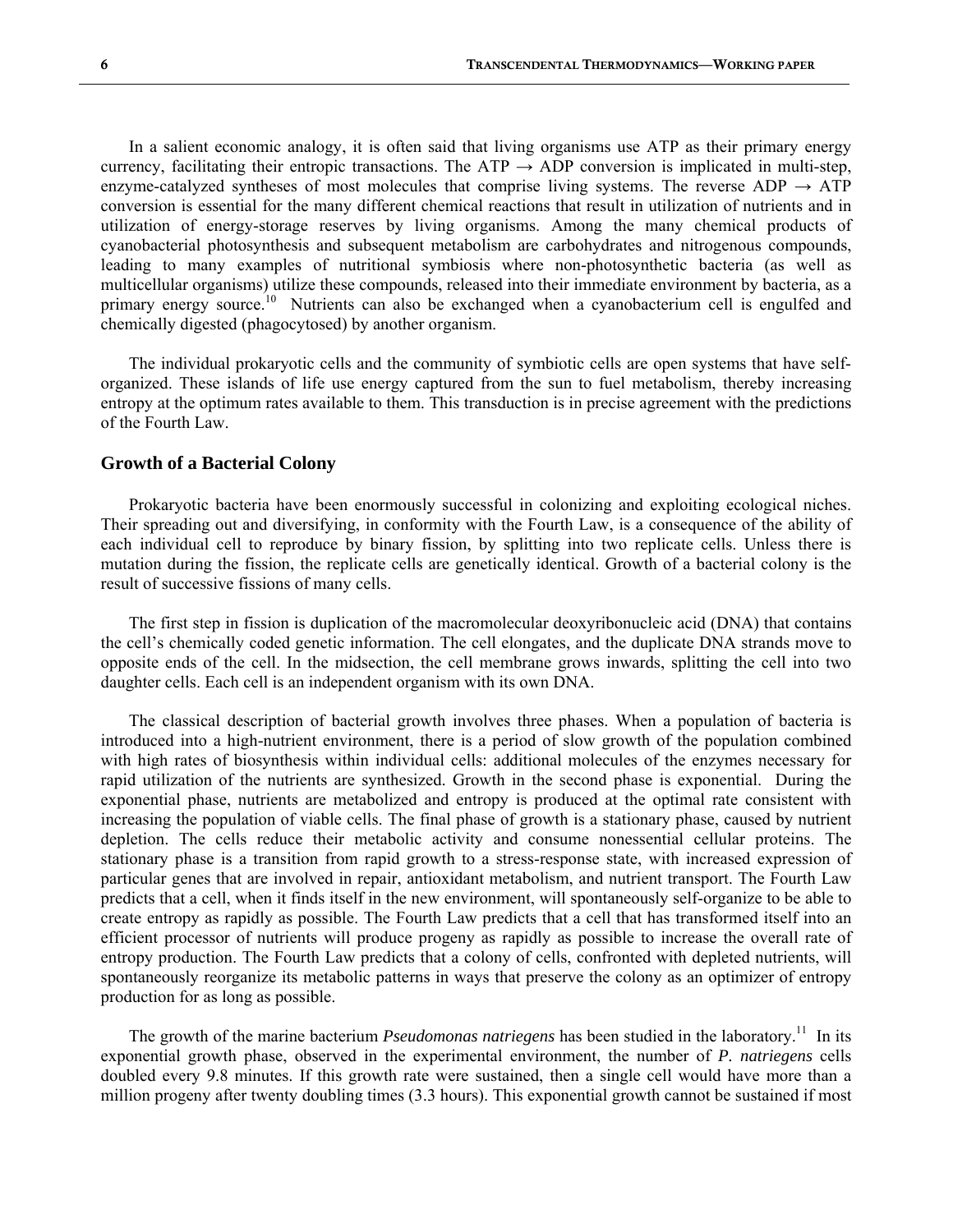In a salient economic analogy, it is often said that living organisms use ATP as their primary energy currency, facilitating their entropic transactions. The ATP → ADP conversion is implicated in multi-step, enzyme-catalyzed syntheses of most molecules that comprise living systems. The reverse ADP → ATP conversion is essential for the many different chemical reactions that result in utilization of nutrients and in utilization of energy-storage reserves by living organisms. Among the many chemical products of cyanobacterial photosynthesis and subsequent metabolism are carbohydrates and nitrogenous compounds, leading to many examples of nutritional symbiosis where non-photosynthetic bacteria (as well as multicellular organisms) utilize these compounds, released into their immediate environment by bacteria, as a primary energy source.[10] Nutrients can also be exchanged when a cyanobacterium cell is engulfed and chemically digested (phagocytosed) by another organism.

The individual prokaryotic cells and the community of symbiotic cells are open systems that have self-organized. These islands of life use energy captured from the sun to fuel metabolism, thereby increasing entropy at the optimum rates available to them. This transduction is in precise agreement with the predictions of the Fourth Law.

## Growth of a Bacterial Colony

Prokaryotic bacteria have been enormously successful in colonizing and exploiting ecological niches. Their spreading out and diversifying, in conformity with the Fourth Law, is a consequence of the ability of each individual cell to reproduce by binary fission, by splitting into two replicate cells. Unless there is mutation during the fission, the replicate cells are genetically identical. Growth of a bacterial colony is the result of successive fissions of many cells.

The first step in fission is duplication of the macromolecular deoxyribonucleic acid (DNA) that contains the cell's chemically coded genetic information. The cell elongates, and the duplicate DNA strands move to opposite ends of the cell. In the midsection, the cell membrane grows inwards, splitting the cell into two daughter cells. Each cell is an independent organism with its own DNA.

The classical description of bacterial growth involves three phases. When a population of bacteria is introduced into a high-nutrient environment, there is a period of slow growth of the population combined with high rates of biosynthesis within individual cells: additional molecules of the enzymes necessary for rapid utilization of the nutrients are synthesized. Growth in the second phase is exponential. During the exponential phase, nutrients are metabolized and entropy is produced at the optimal rate consistent with increasing the population of viable cells. The final phase of growth is a stationary phase, caused by nutrient depletion. The cells reduce their metabolic activity and consume nonessential cellular proteins. The stationary phase is a transition from rapid growth to a stress-response state, with increased expression of particular genes that are involved in repair, antioxidant metabolism, and nutrient transport. The Fourth Law predicts that a cell, when it finds itself in the new environment, will spontaneously self-organize to be able to create entropy as rapidly as possible. The Fourth Law predicts that a cell that has transformed itself into an efficient processor of nutrients will produce progeny as rapidly as possible to increase the overall rate of entropy production. The Fourth Law predicts that a colony of cells, confronted with depleted nutrients, will spontaneously reorganize its metabolic patterns in ways that preserve the colony as an optimizer of entropy production for as long as possible.

The growth of the marine bacterium *Pseudomonas natriegens* has been studied in the laboratory.[11] In its exponential growth phase, observed in the experimental environment, the number of ***P. natriegens*** cells doubled every 9.8 minutes. If this growth rate were sustained, then a single cell would have more than a million progeny after twenty doubling times (3.3 hours). This exponential growth cannot be sustained if most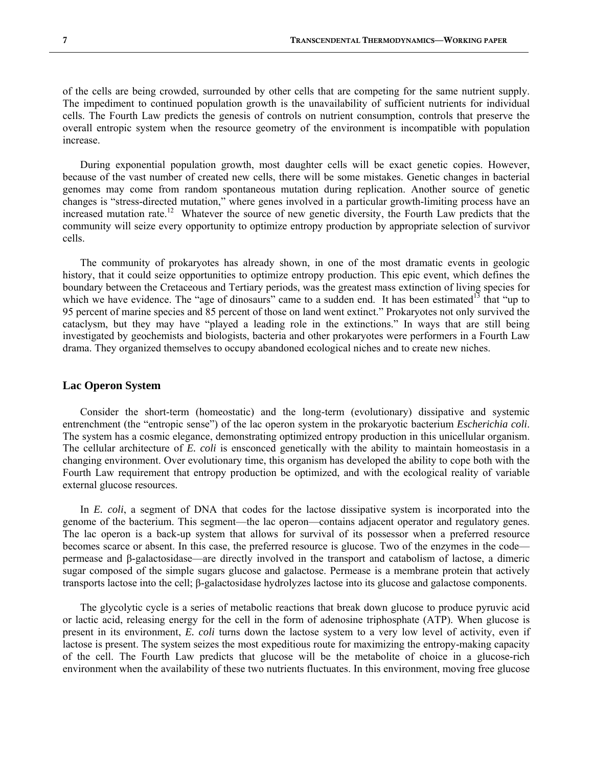of the cells are being crowded, surrounded by other cells that are competing for the same nutrient supply. The impediment to continued population growth is the unavailability of sufficient nutrients for individual cells. The Fourth Law predicts the genesis of controls on nutrient consumption, controls that preserve the overall entropic system when the resource geometry of the environment is incompatible with population increase.

During exponential population growth, most daughter cells will be exact genetic copies. However, because of the vast number of created new cells, there will be some mistakes. Genetic changes in bacterial genomes may come from random spontaneous mutation during replication. Another source of genetic changes is "stress-directed mutation," where genes involved in a particular growth-limiting process have an increased mutation rate.[12] Whatever the source of new genetic diversity, the Fourth Law predicts that the community will seize every opportunity to optimize entropy production by appropriate selection of survivor cells.

The community of prokaryotes has already shown, in one of the most dramatic events in geologic history, that it could seize opportunities to optimize entropy production. This epic event, which defines the boundary between the Cretaceous and Tertiary periods, was the greatest mass extinction of living species for which we have evidence. The "age of dinosaurs" came to a sudden end. It has been estimated[13] that "up to 95 percent of marine species and 85 percent of those on land went extinct." Prokaryotes not only survived the cataclysm, but they may have "played a leading role in the extinctions." In ways that are still being investigated by geochemists and biologists, bacteria and other prokaryotes were performers in a Fourth Law drama. They organized themselves to occupy abandoned ecological niches and to create new niches.

## Lac Operon System

Consider the short-term (homeostatic) and the long-term (evolutionary) dissipative and systemic entrenchment (the "entropic sense") of the lac operon system in the prokaryotic bacterium *Escherichia coli*. The system has a cosmic elegance, demonstrating optimized entropy production in this unicellular organism. The cellular architecture of *E. coli* is ensconced genetically with the ability to maintain homeostasis in a changing environment. Over evolutionary time, this organism has developed the ability to cope both with the Fourth Law requirement that entropy production be optimized, and with the ecological reality of variable external glucose resources.

In *E. coli*, a segment of DNA that codes for the lactose dissipative system is incorporated into the genome of the bacterium. This segment—the lac operon—contains adjacent operator and regulatory genes. The lac operon is a back-up system that allows for survival of its possessor when a preferred resource becomes scarce or absent. In this case, the preferred resource is glucose. Two of the enzymes in the code—permease and β-galactosidase—are directly involved in the transport and catabolism of lactose, a dimeric sugar composed of the simple sugars glucose and galactose. Permease is a membrane protein that actively transports lactose into the cell; β-galactosidase hydrolyzes lactose into its glucose and galactose components.

The glycolytic cycle is a series of metabolic reactions that break down glucose to produce pyruvic acid or lactic acid, releasing energy for the cell in the form of adenosine triphosphate (ATP). When glucose is present in its environment, *E. coli* turns down the lactose system to a very low level of activity, even if lactose is present. The system seizes the most expeditious route for maximizing the entropy-making capacity of the cell. The Fourth Law predicts that glucose will be the metabolite of choice in a glucose-rich environment when the availability of these two nutrients fluctuates. In this environment, moving free glucose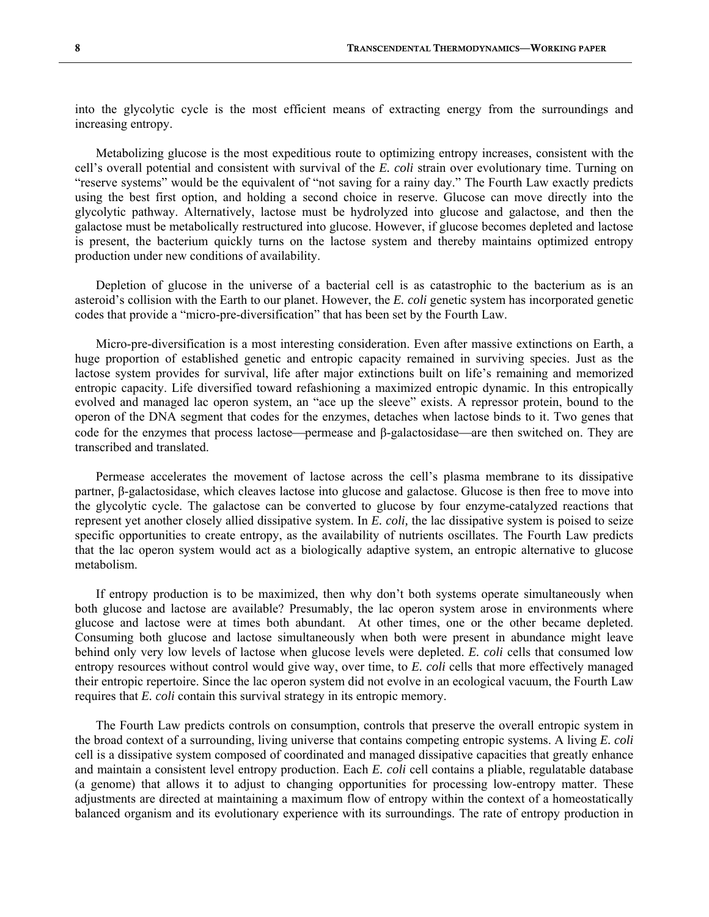into the glycolytic cycle is the most efficient means of extracting energy from the surroundings and increasing entropy.

Metabolizing glucose is the most expeditious route to optimizing entropy increases, consistent with the cell's overall potential and consistent with survival of the *E. coli* strain over evolutionary time. Turning on "reserve systems" would be the equivalent of "not saving for a rainy day." The Fourth Law exactly predicts using the best first option, and holding a second choice in reserve. Glucose can move directly into the glycolytic pathway. Alternatively, lactose must be hydrolyzed into glucose and galactose, and then the galactose must be metabolically restructured into glucose. However, if glucose becomes depleted and lactose is present, the bacterium quickly turns on the lactose system and thereby maintains optimized entropy production under new conditions of availability.

Depletion of glucose in the universe of a bacterial cell is as catastrophic to the bacterium as is an asteroid's collision with the Earth to our planet. However, the *E. coli* genetic system has incorporated genetic codes that provide a "micro-pre-diversification" that has been set by the Fourth Law.

Micro-pre-diversification is a most interesting consideration. Even after massive extinctions on Earth, a huge proportion of established genetic and entropic capacity remained in surviving species. Just as the lactose system provides for survival, life after major extinctions built on life's remaining and memorized entropic capacity. Life diversified toward refashioning a maximized entropic dynamic. In this entropically evolved and managed lac operon system, an "ace up the sleeve" exists. A repressor protein, bound to the operon of the DNA segment that codes for the enzymes, detaches when lactose binds to it. Two genes that code for the enzymes that process lactose—permease and β-galactosidase—are then switched on. They are transcribed and translated.

Permease accelerates the movement of lactose across the cell's plasma membrane to its dissipative partner, β-galactosidase, which cleaves lactose into glucose and galactose. Glucose is then free to move into the glycolytic cycle. The galactose can be converted to glucose by four enzyme-catalyzed reactions that represent yet another closely allied dissipative system. In *E. coli,* the lac dissipative system is poised to seize specific opportunities to create entropy, as the availability of nutrients oscillates. The Fourth Law predicts that the lac operon system would act as a biologically adaptive system, an entropic alternative to glucose metabolism.

If entropy production is to be maximized, then why don't both systems operate simultaneously when both glucose and lactose are available? Presumably, the lac operon system arose in environments where glucose and lactose were at times both abundant. At other times, one or the other became depleted. Consuming both glucose and lactose simultaneously when both were present in abundance might leave behind only very low levels of lactose when glucose levels were depleted. *E. coli* cells that consumed low entropy resources without control would give way, over time, to *E. coli* cells that more effectively managed their entropic repertoire. Since the lac operon system did not evolve in an ecological vacuum, the Fourth Law requires that *E. coli* contain this survival strategy in its entropic memory.

The Fourth Law predicts controls on consumption, controls that preserve the overall entropic system in the broad context of a surrounding, living universe that contains competing entropic systems. A living *E. coli* cell is a dissipative system composed of coordinated and managed dissipative capacities that greatly enhance and maintain a consistent level entropy production. Each *E. coli* cell contains a pliable, regulatable database (a genome) that allows it to adjust to changing opportunities for processing low-entropy matter. These adjustments are directed at maintaining a maximum flow of entropy within the context of a homeostatically balanced organism and its evolutionary experience with its surroundings. The rate of entropy production in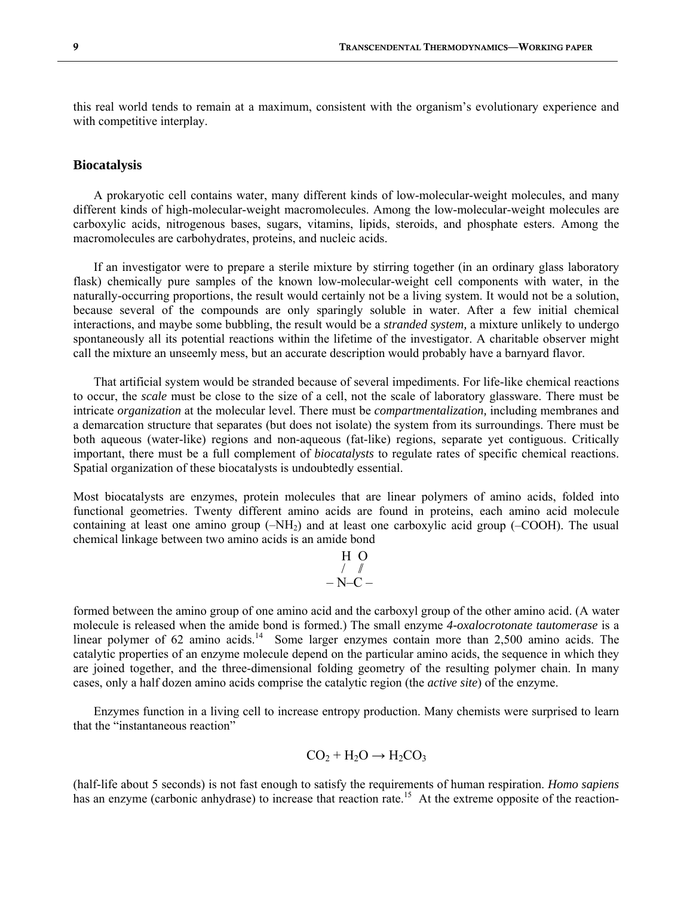this real world tends to remain at a maximum, consistent with the organism's evolutionary experience and with competitive interplay.

### Biocatalysis

A prokaryotic cell contains water, many different kinds of low-molecular-weight molecules, and many different kinds of high-molecular-weight macromolecules. Among the low-molecular-weight molecules are carboxylic acids, nitrogenous bases, sugars, vitamins, lipids, steroids, and phosphate esters. Among the macromolecules are carbohydrates, proteins, and nucleic acids.

If an investigator were to prepare a sterile mixture by stirring together (in an ordinary glass laboratory flask) chemically pure samples of the known low-molecular-weight cell components with water, in the naturally-occurring proportions, the result would certainly not be a living system. It would not be a solution, because several of the compounds are only sparingly soluble in water. After a few initial chemical interactions, and maybe some bubbling, the result would be a *stranded system,* a mixture unlikely to undergo spontaneously all its potential reactions within the lifetime of the investigator. A charitable observer might call the mixture an unseemly mess, but an accurate description would probably have a barnyard flavor.

That artificial system would be stranded because of several impediments. For life-like chemical reactions to occur, the *scale* must be close to the size of a cell, not the scale of laboratory glassware. There must be intricate *organization* at the molecular level. There must be *compartmentalization,* including membranes and a demarcation structure that separates (but does not isolate) the system from its surroundings. There must be both aqueous (water-like) regions and non-aqueous (fat-like) regions, separate yet contiguous. Critically important, there must be a full complement of *biocatalysts* to regulate rates of specific chemical reactions. Spatial organization of these biocatalysts is undoubtedly essential.

Most biocatalysts are enzymes, protein molecules that are linear polymers of amino acids, folded into functional geometries. Twenty different amino acids are found in proteins, each amino acid molecule containing at least one amino group ($–NH_2$) and at least one carboxylic acid group (–COOH). The usual chemical linkage between two amino acids is an amide bond

```
  H  O
  /  //
– N–C –
```

formed between the amino group of one amino acid and the carboxyl group of the other amino acid. (A water molecule is released when the amide bond is formed.) The small enzyme *4-oxalocrotonate tautomerase* is a linear polymer of 62 amino acids.[14] Some larger enzymes contain more than 2,500 amino acids. The catalytic properties of an enzyme molecule depend on the particular amino acids, the sequence in which they are joined together, and the three-dimensional folding geometry of the resulting polymer chain. In many cases, only a half dozen amino acids comprise the catalytic region (the *active site*) of the enzyme.

Enzymes function in a living cell to increase entropy production. Many chemists were surprised to learn that the "instantaneous reaction"

$$CO_2 + H_2O \rightarrow H_2CO_3$$

(half-life about 5 seconds) is not fast enough to satisfy the requirements of human respiration. *Homo sapiens* has an enzyme (carbonic anhydrase) to increase that reaction rate.[15] At the extreme opposite of the reaction-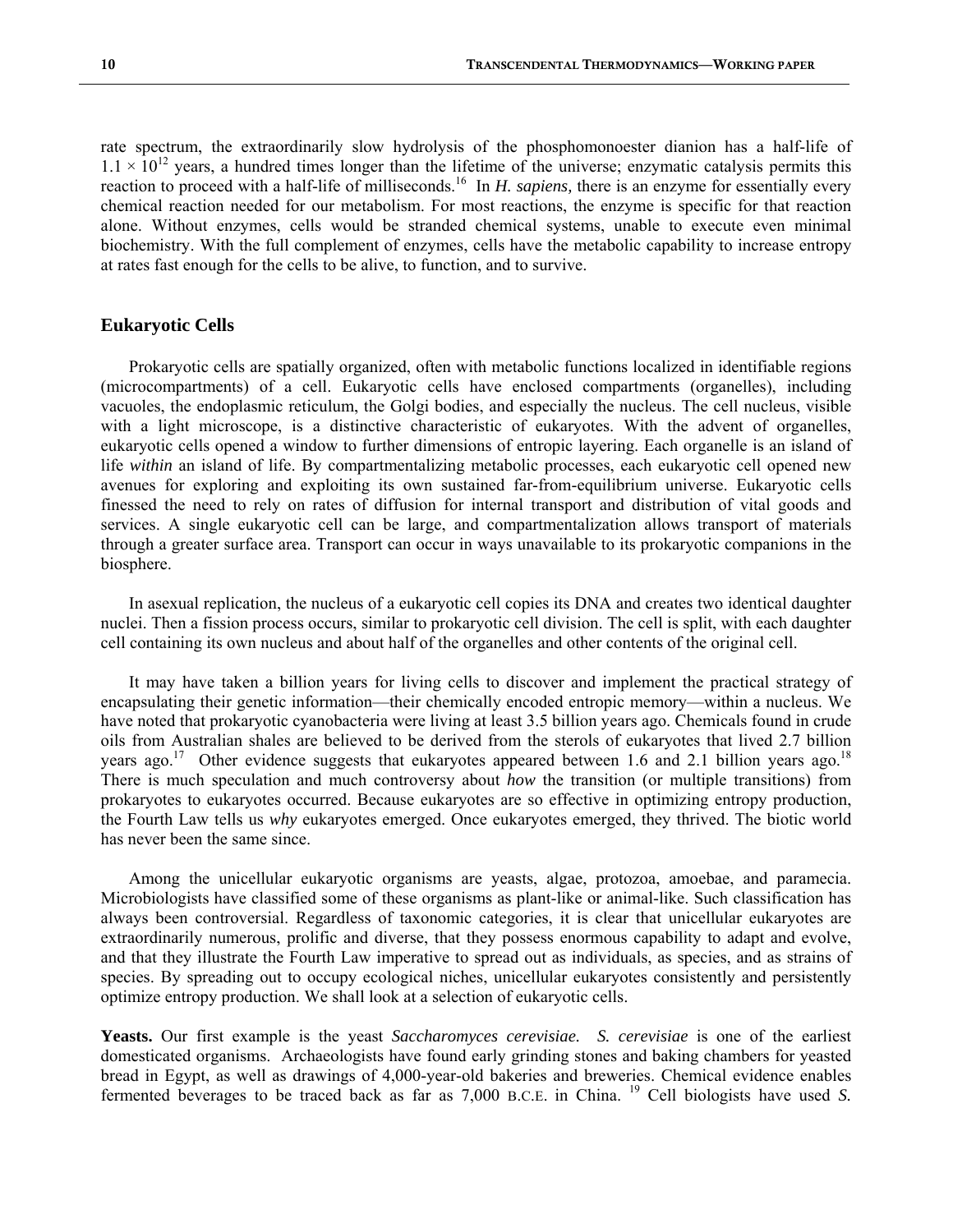rate spectrum, the extraordinarily slow hydrolysis of the phosphomonoester dianion has a half-life of $1.1 \times 10^{12}$ years, a hundred times longer than the lifetime of the universe; enzymatic catalysis permits this reaction to proceed with a half-life of milliseconds.[16] In *H. sapiens,* there is an enzyme for essentially every chemical reaction needed for our metabolism. For most reactions, the enzyme is specific for that reaction alone. Without enzymes, cells would be stranded chemical systems, unable to execute even minimal biochemistry. With the full complement of enzymes, cells have the metabolic capability to increase entropy at rates fast enough for the cells to be alive, to function, and to survive.

## Eukaryotic Cells

Prokaryotic cells are spatially organized, often with metabolic functions localized in identifiable regions (microcompartments) of a cell. Eukaryotic cells have enclosed compartments (organelles), including vacuoles, the endoplasmic reticulum, the Golgi bodies, and especially the nucleus. The cell nucleus, visible with a light microscope, is a distinctive characteristic of eukaryotes. With the advent of organelles, eukaryotic cells opened a window to further dimensions of entropic layering. Each organelle is an island of life *within* an island of life. By compartmentalizing metabolic processes, each eukaryotic cell opened new avenues for exploring and exploiting its own sustained far-from-equilibrium universe. Eukaryotic cells finessed the need to rely on rates of diffusion for internal transport and distribution of vital goods and services. A single eukaryotic cell can be large, and compartmentalization allows transport of materials through a greater surface area. Transport can occur in ways unavailable to its prokaryotic companions in the biosphere.

In asexual replication, the nucleus of a eukaryotic cell copies its DNA and creates two identical daughter nuclei. Then a fission process occurs, similar to prokaryotic cell division. The cell is split, with each daughter cell containing its own nucleus and about half of the organelles and other contents of the original cell.

It may have taken a billion years for living cells to discover and implement the practical strategy of encapsulating their genetic information—their chemically encoded entropic memory—within a nucleus. We have noted that prokaryotic cyanobacteria were living at least 3.5 billion years ago. Chemicals found in crude oils from Australian shales are believed to be derived from the sterols of eukaryotes that lived 2.7 billion years ago.[17] Other evidence suggests that eukaryotes appeared between 1.6 and 2.1 billion years ago.[18] There is much speculation and much controversy about *how* the transition (or multiple transitions) from prokaryotes to eukaryotes occurred. Because eukaryotes are so effective in optimizing entropy production, the Fourth Law tells us *why* eukaryotes emerged. Once eukaryotes emerged, they thrived. The biotic world has never been the same since.

Among the unicellular eukaryotic organisms are yeasts, algae, protozoa, amoebae, and paramecia. Microbiologists have classified some of these organisms as plant-like or animal-like. Such classification has always been controversial. Regardless of taxonomic categories, it is clear that unicellular eukaryotes are extraordinarily numerous, prolific and diverse, that they possess enormous capability to adapt and evolve, and that they illustrate the Fourth Law imperative to spread out as individuals, as species, and as strains of species. By spreading out to occupy ecological niches, unicellular eukaryotes consistently and persistently optimize entropy production. We shall look at a selection of eukaryotic cells.

**Yeasts.** Our first example is the yeast *Saccharomyces cerevisiae. S. cerevisiae* is one of the earliest domesticated organisms. Archaeologists have found early grinding stones and baking chambers for yeasted bread in Egypt, as well as drawings of 4,000-year-old bakeries and breweries. Chemical evidence enables fermented beverages to be traced back as far as 7,000 B.C.E. in China.[19] Cell biologists have used *S.*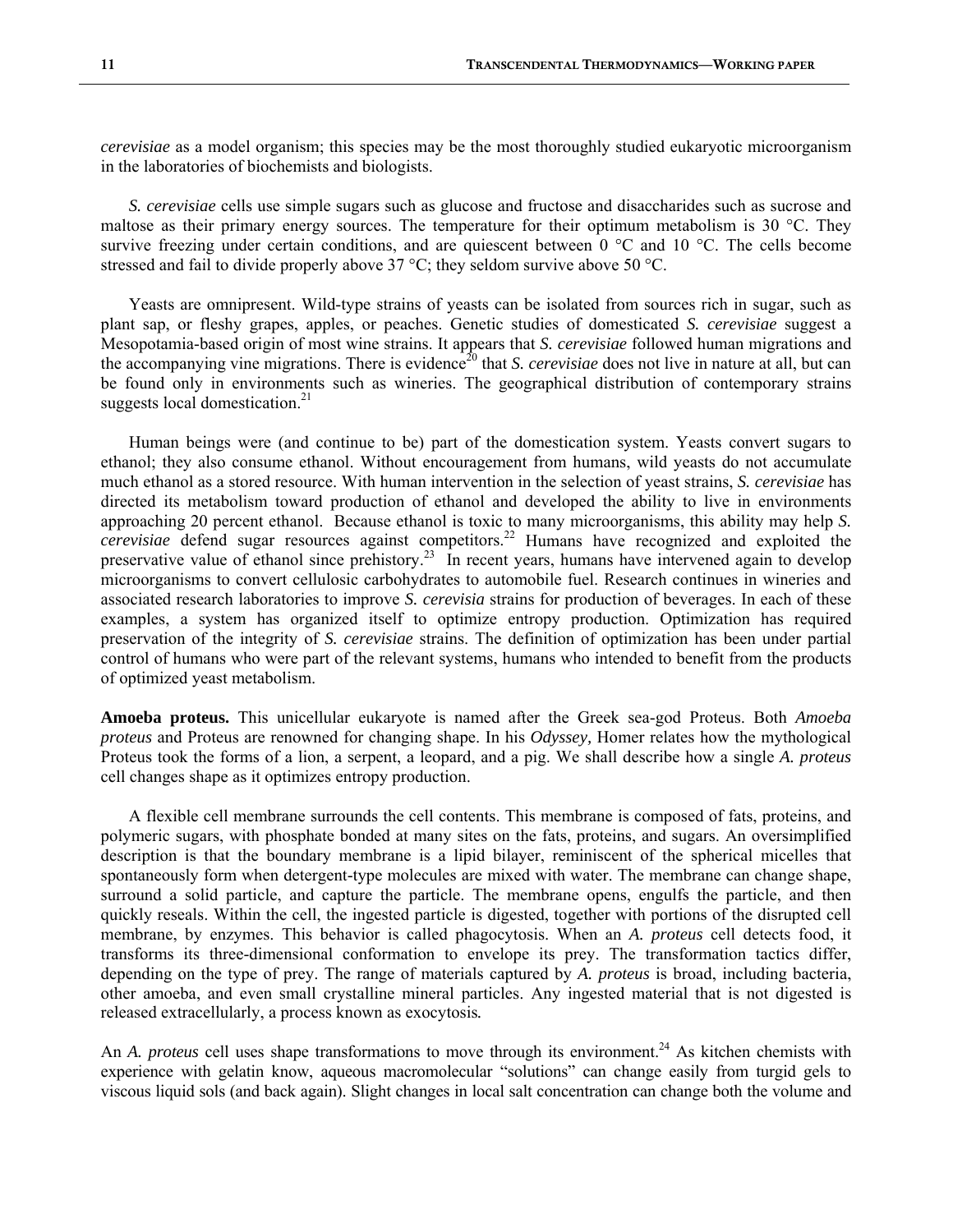*cerevisiae* as a model organism; this species may be the most thoroughly studied eukaryotic microorganism in the laboratories of biochemists and biologists.

*S. cerevisiae* cells use simple sugars such as glucose and fructose and disaccharides such as sucrose and maltose as their primary energy sources. The temperature for their optimum metabolism is 30 °C. They survive freezing under certain conditions, and are quiescent between 0 °C and 10 °C. The cells become stressed and fail to divide properly above 37 °C; they seldom survive above 50 °C.

Yeasts are omnipresent. Wild-type strains of yeasts can be isolated from sources rich in sugar, such as plant sap, or fleshy grapes, apples, or peaches. Genetic studies of domesticated *S. cerevisiae* suggest a Mesopotamia-based origin of most wine strains. It appears that *S. cerevisiae* followed human migrations and the accompanying vine migrations. There is evidence[20] that *S. cerevisiae* does not live in nature at all, but can be found only in environments such as wineries. The geographical distribution of contemporary strains suggests local domestication.[21]

Human beings were (and continue to be) part of the domestication system. Yeasts convert sugars to ethanol; they also consume ethanol. Without encouragement from humans, wild yeasts do not accumulate much ethanol as a stored resource. With human intervention in the selection of yeast strains, *S. cerevisiae* has directed its metabolism toward production of ethanol and developed the ability to live in environments approaching 20 percent ethanol. Because ethanol is toxic to many microorganisms, this ability may help *S. cerevisiae* defend sugar resources against competitors.[22] Humans have recognized and exploited the preservative value of ethanol since prehistory.[23] In recent years, humans have intervened again to develop microorganisms to convert cellulosic carbohydrates to automobile fuel. Research continues in wineries and associated research laboratories to improve *S. cerevisia* strains for production of beverages. In each of these examples, a system has organized itself to optimize entropy production. Optimization has required preservation of the integrity of *S. cerevisiae* strains. The definition of optimization has been under partial control of humans who were part of the relevant systems, humans who intended to benefit from the products of optimized yeast metabolism.

**Amoeba proteus.** This unicellular eukaryote is named after the Greek sea-god Proteus. Both *Amoeba proteus* and Proteus are renowned for changing shape. In his *Odyssey,* Homer relates how the mythological Proteus took the forms of a lion, a serpent, a leopard, and a pig. We shall describe how a single *A. proteus* cell changes shape as it optimizes entropy production.

A flexible cell membrane surrounds the cell contents. This membrane is composed of fats, proteins, and polymeric sugars, with phosphate bonded at many sites on the fats, proteins, and sugars. An oversimplified description is that the boundary membrane is a lipid bilayer, reminiscent of the spherical micelles that spontaneously form when detergent-type molecules are mixed with water. The membrane can change shape, surround a solid particle, and capture the particle. The membrane opens, engulfs the particle, and then quickly reseals. Within the cell, the ingested particle is digested, together with portions of the disrupted cell membrane, by enzymes. This behavior is called phagocytosis. When an *A. proteus* cell detects food, it transforms its three-dimensional conformation to envelope its prey. The transformation tactics differ, depending on the type of prey. The range of materials captured by *A. proteus* is broad, including bacteria, other amoeba, and even small crystalline mineral particles. Any ingested material that is not digested is released extracellularly, a process known as exocytosis*.*

An *A. proteus* cell uses shape transformations to move through its environment.[24] As kitchen chemists with experience with gelatin know, aqueous macromolecular "solutions" can change easily from turgid gels to viscous liquid sols (and back again). Slight changes in local salt concentration can change both the volume and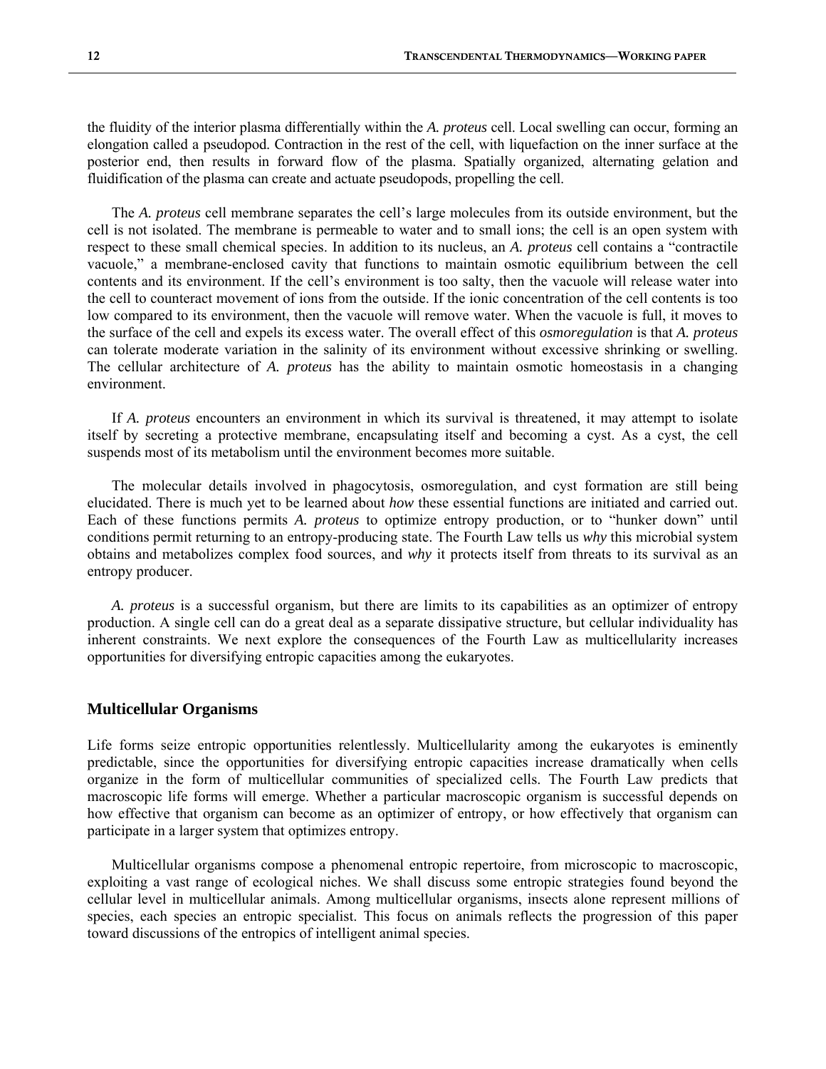the fluidity of the interior plasma differentially within the *A. proteus* cell. Local swelling can occur, forming an elongation called a pseudopod. Contraction in the rest of the cell, with liquefaction on the inner surface at the posterior end, then results in forward flow of the plasma. Spatially organized, alternating gelation and fluidification of the plasma can create and actuate pseudopods, propelling the cell.

The *A. proteus* cell membrane separates the cell's large molecules from its outside environment, but the cell is not isolated. The membrane is permeable to water and to small ions; the cell is an open system with respect to these small chemical species. In addition to its nucleus, an *A. proteus* cell contains a "contractile vacuole," a membrane-enclosed cavity that functions to maintain osmotic equilibrium between the cell contents and its environment. If the cell's environment is too salty, then the vacuole will release water into the cell to counteract movement of ions from the outside. If the ionic concentration of the cell contents is too low compared to its environment, then the vacuole will remove water. When the vacuole is full, it moves to the surface of the cell and expels its excess water. The overall effect of this *osmoregulation* is that *A. proteus* can tolerate moderate variation in the salinity of its environment without excessive shrinking or swelling. The cellular architecture of *A. proteus* has the ability to maintain osmotic homeostasis in a changing environment.

If *A. proteus* encounters an environment in which its survival is threatened, it may attempt to isolate itself by secreting a protective membrane, encapsulating itself and becoming a cyst. As a cyst, the cell suspends most of its metabolism until the environment becomes more suitable.

The molecular details involved in phagocytosis, osmoregulation, and cyst formation are still being elucidated. There is much yet to be learned about *how* these essential functions are initiated and carried out. Each of these functions permits *A. proteus* to optimize entropy production, or to "hunker down" until conditions permit returning to an entropy-producing state. The Fourth Law tells us *why* this microbial system obtains and metabolizes complex food sources, and *why* it protects itself from threats to its survival as an entropy producer.

*A. proteus* is a successful organism, but there are limits to its capabilities as an optimizer of entropy production. A single cell can do a great deal as a separate dissipative structure, but cellular individuality has inherent constraints. We next explore the consequences of the Fourth Law as multicellularity increases opportunities for diversifying entropic capacities among the eukaryotes.

## Multicellular Organisms

Life forms seize entropic opportunities relentlessly. Multicellularity among the eukaryotes is eminently predictable, since the opportunities for diversifying entropic capacities increase dramatically when cells organize in the form of multicellular communities of specialized cells. The Fourth Law predicts that macroscopic life forms will emerge. Whether a particular macroscopic organism is successful depends on how effective that organism can become as an optimizer of entropy, or how effectively that organism can participate in a larger system that optimizes entropy.

Multicellular organisms compose a phenomenal entropic repertoire, from microscopic to macroscopic, exploiting a vast range of ecological niches. We shall discuss some entropic strategies found beyond the cellular level in multicellular animals. Among multicellular organisms, insects alone represent millions of species, each species an entropic specialist. This focus on animals reflects the progression of this paper toward discussions of the entropics of intelligent animal species.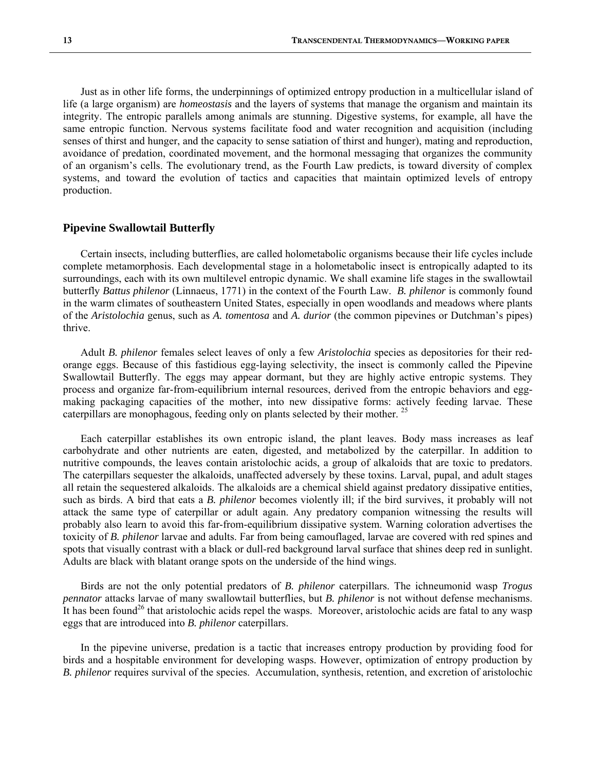Just as in other life forms, the underpinnings of optimized entropy production in a multicellular island of life (a large organism) are *homeostasis* and the layers of systems that manage the organism and maintain its integrity. The entropic parallels among animals are stunning. Digestive systems, for example, all have the same entropic function. Nervous systems facilitate food and water recognition and acquisition (including senses of thirst and hunger, and the capacity to sense satiation of thirst and hunger), mating and reproduction, avoidance of predation, coordinated movement, and the hormonal messaging that organizes the community of an organism's cells. The evolutionary trend, as the Fourth Law predicts, is toward diversity of complex systems, and toward the evolution of tactics and capacities that maintain optimized levels of entropy production.

## Pipevine Swallowtail Butterfly

Certain insects, including butterflies, are called holometabolic organisms because their life cycles include complete metamorphosis. Each developmental stage in a holometabolic insect is entropically adapted to its surroundings, each with its own multilevel entropic dynamic. We shall examine life stages in the swallowtail butterfly *Battus philenor* (Linnaeus, 1771) in the context of the Fourth Law. *B. philenor* is commonly found in the warm climates of southeastern United States, especially in open woodlands and meadows where plants of the *Aristolochia* genus, such as *A. tomentosa* and *A. durior* (the common pipevines or Dutchman's pipes) thrive.

Adult *B. philenor* females select leaves of only a few *Aristolochia* species as depositories for their red-orange eggs. Because of this fastidious egg-laying selectivity, the insect is commonly called the Pipevine Swallowtail Butterfly. The eggs may appear dormant, but they are highly active entropic systems. They process and organize far-from-equilibrium internal resources, derived from the entropic behaviors and egg-making packaging capacities of the mother, into new dissipative forms: actively feeding larvae. These caterpillars are monophagous, feeding only on plants selected by their mother. [25]

Each caterpillar establishes its own entropic island, the plant leaves. Body mass increases as leaf carbohydrate and other nutrients are eaten, digested, and metabolized by the caterpillar. In addition to nutritive compounds, the leaves contain aristolochic acids, a group of alkaloids that are toxic to predators. The caterpillars sequester the alkaloids, unaffected adversely by these toxins. Larval, pupal, and adult stages all retain the sequestered alkaloids. The alkaloids are a chemical shield against predatory dissipative entities, such as birds. A bird that eats a *B. philenor* becomes violently ill; if the bird survives, it probably will not attack the same type of caterpillar or adult again. Any predatory companion witnessing the results will probably also learn to avoid this far-from-equilibrium dissipative system. Warning coloration advertises the toxicity of *B. philenor* larvae and adults. Far from being camouflaged, larvae are covered with red spines and spots that visually contrast with a black or dull-red background larval surface that shines deep red in sunlight. Adults are black with blatant orange spots on the underside of the hind wings.

Birds are not the only potential predators of *B. philenor* caterpillars. The ichneumonid wasp *Trogus pennator* attacks larvae of many swallowtail butterflies, but *B. philenor* is not without defense mechanisms. It has been found[26] that aristolochic acids repel the wasps. Moreover, aristolochic acids are fatal to any wasp eggs that are introduced into *B. philenor* caterpillars.

In the pipevine universe, predation is a tactic that increases entropy production by providing food for birds and a hospitable environment for developing wasps. However, optimization of entropy production by *B. philenor* requires survival of the species. Accumulation, synthesis, retention, and excretion of aristolochic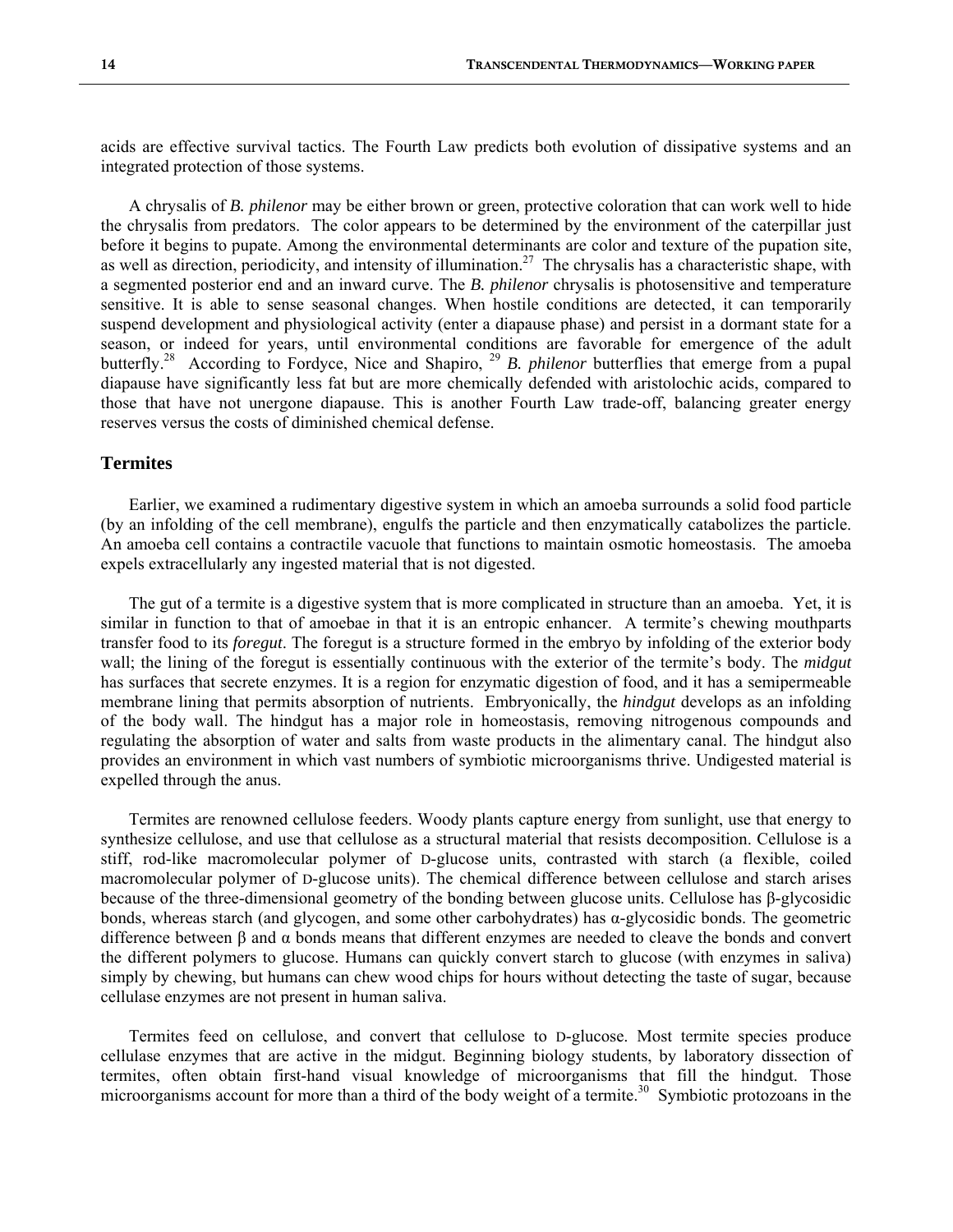acids are effective survival tactics. The Fourth Law predicts both evolution of dissipative systems and an integrated protection of those systems.

A chrysalis of *B. philenor* may be either brown or green, protective coloration that can work well to hide the chrysalis from predators. The color appears to be determined by the environment of the caterpillar just before it begins to pupate. Among the environmental determinants are color and texture of the pupation site, as well as direction, periodicity, and intensity of illumination.[27] The chrysalis has a characteristic shape, with a segmented posterior end and an inward curve. The *B. philenor* chrysalis is photosensitive and temperature sensitive. It is able to sense seasonal changes. When hostile conditions are detected, it can temporarily suspend development and physiological activity (enter a diapause phase) and persist in a dormant state for a season, or indeed for years, until environmental conditions are favorable for emergence of the adult butterfly.[28] According to Fordyce, Nice and Shapiro, [29] *B. philenor* butterflies that emerge from a pupal diapause have significantly less fat but are more chemically defended with aristolochic acids, compared to those that have not unergone diapause. This is another Fourth Law trade-off, balancing greater energy reserves versus the costs of diminished chemical defense.

## Termites

Earlier, we examined a rudimentary digestive system in which an amoeba surrounds a solid food particle (by an infolding of the cell membrane), engulfs the particle and then enzymatically catabolizes the particle. An amoeba cell contains a contractile vacuole that functions to maintain osmotic homeostasis. The amoeba expels extracellularly any ingested material that is not digested.

The gut of a termite is a digestive system that is more complicated in structure than an amoeba. Yet, it is similar in function to that of amoebae in that it is an entropic enhancer. A termite's chewing mouthparts transfer food to its *foregut*. The foregut is a structure formed in the embryo by infolding of the exterior body wall; the lining of the foregut is essentially continuous with the exterior of the termite's body. The *midgut* has surfaces that secrete enzymes. It is a region for enzymatic digestion of food, and it has a semipermeable membrane lining that permits absorption of nutrients. Embryonically, the *hindgut* develops as an infolding of the body wall. The hindgut has a major role in homeostasis, removing nitrogenous compounds and regulating the absorption of water and salts from waste products in the alimentary canal. The hindgut also provides an environment in which vast numbers of symbiotic microorganisms thrive. Undigested material is expelled through the anus.

Termites are renowned cellulose feeders. Woody plants capture energy from sunlight, use that energy to synthesize cellulose, and use that cellulose as a structural material that resists decomposition. Cellulose is a stiff, rod-like macromolecular polymer of D-glucose units, contrasted with starch (a flexible, coiled macromolecular polymer of D-glucose units). The chemical difference between cellulose and starch arises because of the three-dimensional geometry of the bonding between glucose units. Cellulose has β-glycosidic bonds, whereas starch (and glycogen, and some other carbohydrates) has α-glycosidic bonds. The geometric difference between β and α bonds means that different enzymes are needed to cleave the bonds and convert the different polymers to glucose. Humans can quickly convert starch to glucose (with enzymes in saliva) simply by chewing, but humans can chew wood chips for hours without detecting the taste of sugar, because cellulase enzymes are not present in human saliva.

Termites feed on cellulose, and convert that cellulose to D-glucose. Most termite species produce cellulase enzymes that are active in the midgut. Beginning biology students, by laboratory dissection of termites, often obtain first-hand visual knowledge of microorganisms that fill the hindgut. Those microorganisms account for more than a third of the body weight of a termite.[30] Symbiotic protozoans in the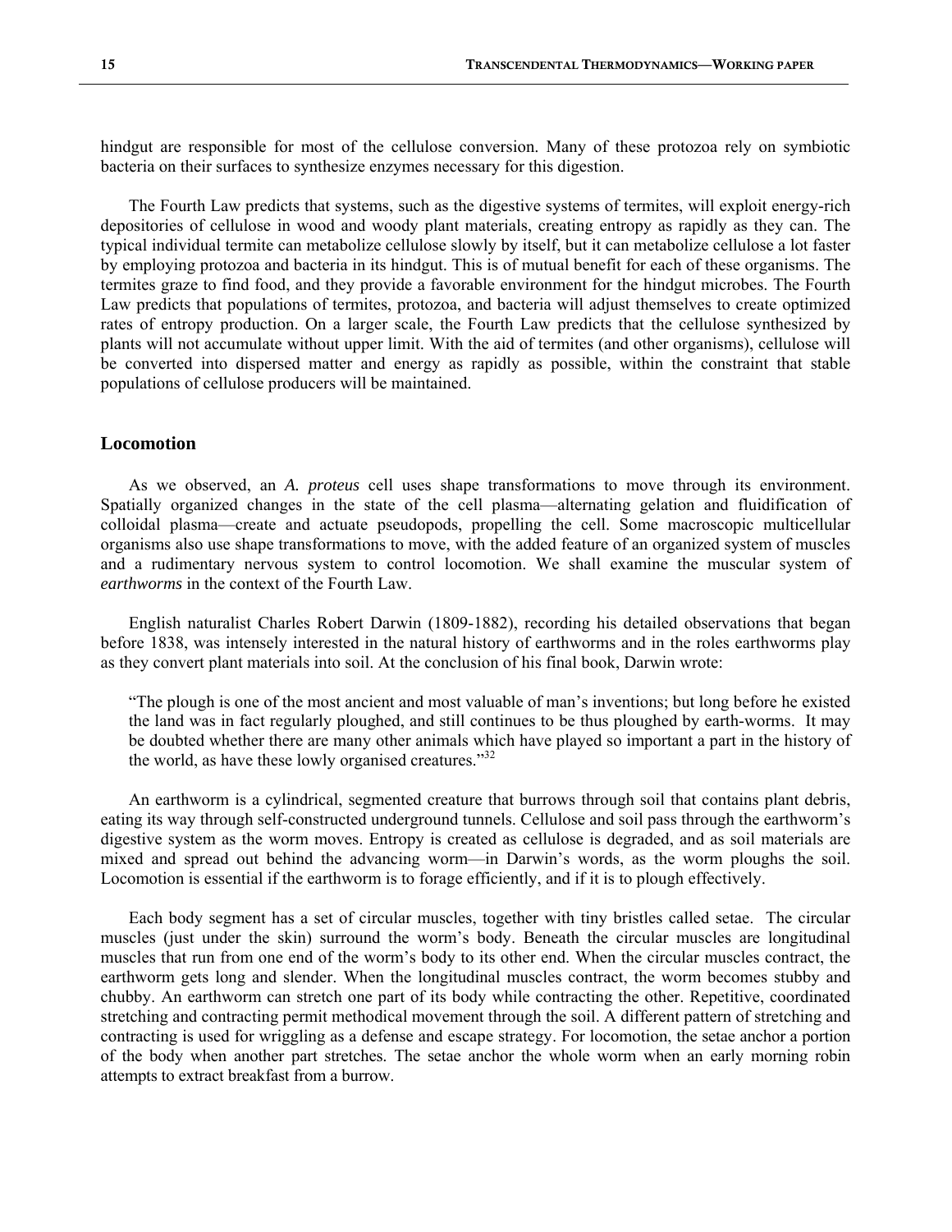hindgut are responsible for most of the cellulose conversion. Many of these protozoa rely on symbiotic bacteria on their surfaces to synthesize enzymes necessary for this digestion.

The Fourth Law predicts that systems, such as the digestive systems of termites, will exploit energy-rich depositories of cellulose in wood and woody plant materials, creating entropy as rapidly as they can. The typical individual termite can metabolize cellulose slowly by itself, but it can metabolize cellulose a lot faster by employing protozoa and bacteria in its hindgut. This is of mutual benefit for each of these organisms. The termites graze to find food, and they provide a favorable environment for the hindgut microbes. The Fourth Law predicts that populations of termites, protozoa, and bacteria will adjust themselves to create optimized rates of entropy production. On a larger scale, the Fourth Law predicts that the cellulose synthesized by plants will not accumulate without upper limit. With the aid of termites (and other organisms), cellulose will be converted into dispersed matter and energy as rapidly as possible, within the constraint that stable populations of cellulose producers will be maintained.

## Locomotion

As we observed, an *A. proteus* cell uses shape transformations to move through its environment. Spatially organized changes in the state of the cell plasma—alternating gelation and fluidification of colloidal plasma—create and actuate pseudopods, propelling the cell. Some macroscopic multicellular organisms also use shape transformations to move, with the added feature of an organized system of muscles and a rudimentary nervous system to control locomotion. We shall examine the muscular system of *earthworms* in the context of the Fourth Law.

English naturalist Charles Robert Darwin (1809-1882), recording his detailed observations that began before 1838, was intensely interested in the natural history of earthworms and in the roles earthworms play as they convert plant materials into soil. At the conclusion of his final book, Darwin wrote:

> "The plough is one of the most ancient and most valuable of man's inventions; but long before he existed the land was in fact regularly ploughed, and still continues to be thus ploughed by earth-worms. It may be doubted whether there are many other animals which have played so important a part in the history of the world, as have these lowly organised creatures."[32]

An earthworm is a cylindrical, segmented creature that burrows through soil that contains plant debris, eating its way through self-constructed underground tunnels. Cellulose and soil pass through the earthworm's digestive system as the worm moves. Entropy is created as cellulose is degraded, and as soil materials are mixed and spread out behind the advancing worm—in Darwin's words, as the worm ploughs the soil. Locomotion is essential if the earthworm is to forage efficiently, and if it is to plough effectively.

Each body segment has a set of circular muscles, together with tiny bristles called setae. The circular muscles (just under the skin) surround the worm's body. Beneath the circular muscles are longitudinal muscles that run from one end of the worm's body to its other end. When the circular muscles contract, the earthworm gets long and slender. When the longitudinal muscles contract, the worm becomes stubby and chubby. An earthworm can stretch one part of its body while contracting the other. Repetitive, coordinated stretching and contracting permit methodical movement through the soil. A different pattern of stretching and contracting is used for wriggling as a defense and escape strategy. For locomotion, the setae anchor a portion of the body when another part stretches. The setae anchor the whole worm when an early morning robin attempts to extract breakfast from a burrow.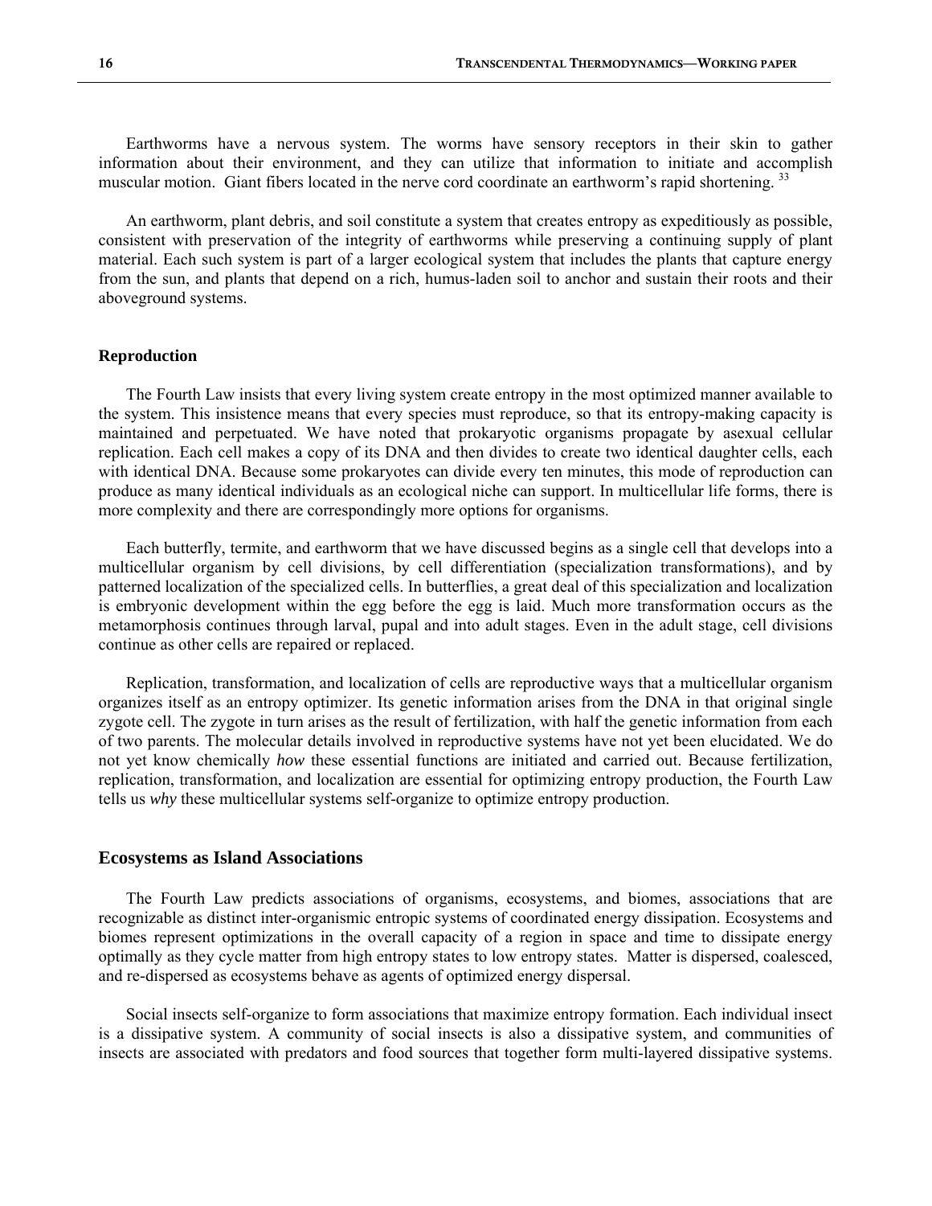Earthworms have a nervous system. The worms have sensory receptors in their skin to gather information about their environment, and they can utilize that information to initiate and accomplish muscular motion. Giant fibers located in the nerve cord coordinate an earthworm's rapid shortening. [33]

An earthworm, plant debris, and soil constitute a system that creates entropy as expeditiously as possible, consistent with preservation of the integrity of earthworms while preserving a continuing supply of plant material. Each such system is part of a larger ecological system that includes the plants that capture energy from the sun, and plants that depend on a rich, humus-laden soil to anchor and sustain their roots and their aboveground systems.

### Reproduction

The Fourth Law insists that every living system create entropy in the most optimized manner available to the system. This insistence means that every species must reproduce, so that its entropy-making capacity is maintained and perpetuated. We have noted that prokaryotic organisms propagate by asexual cellular replication. Each cell makes a copy of its DNA and then divides to create two identical daughter cells, each with identical DNA. Because some prokaryotes can divide every ten minutes, this mode of reproduction can produce as many identical individuals as an ecological niche can support. In multicellular life forms, there is more complexity and there are correspondingly more options for organisms.

Each butterfly, termite, and earthworm that we have discussed begins as a single cell that develops into a multicellular organism by cell divisions, by cell differentiation (specialization transformations), and by patterned localization of the specialized cells. In butterflies, a great deal of this specialization and localization is embryonic development within the egg before the egg is laid. Much more transformation occurs as the metamorphosis continues through larval, pupal and into adult stages. Even in the adult stage, cell divisions continue as other cells are repaired or replaced.

Replication, transformation, and localization of cells are reproductive ways that a multicellular organism organizes itself as an entropy optimizer. Its genetic information arises from the DNA in that original single zygote cell. The zygote in turn arises as the result of fertilization, with half the genetic information from each of two parents. The molecular details involved in reproductive systems have not yet been elucidated. We do not yet know chemically *how* these essential functions are initiated and carried out. Because fertilization, replication, transformation, and localization are essential for optimizing entropy production, the Fourth Law tells us *why* these multicellular systems self-organize to optimize entropy production.

## Ecosystems as Island Associations

The Fourth Law predicts associations of organisms, ecosystems, and biomes, associations that are recognizable as distinct inter-organismic entropic systems of coordinated energy dissipation. Ecosystems and biomes represent optimizations in the overall capacity of a region in space and time to dissipate energy optimally as they cycle matter from high entropy states to low entropy states. Matter is dispersed, coalesced, and re-dispersed as ecosystems behave as agents of optimized energy dispersal.

Social insects self-organize to form associations that maximize entropy formation. Each individual insect is a dissipative system. A community of social insects is also a dissipative system, and communities of insects are associated with predators and food sources that together form multi-layered dissipative systems.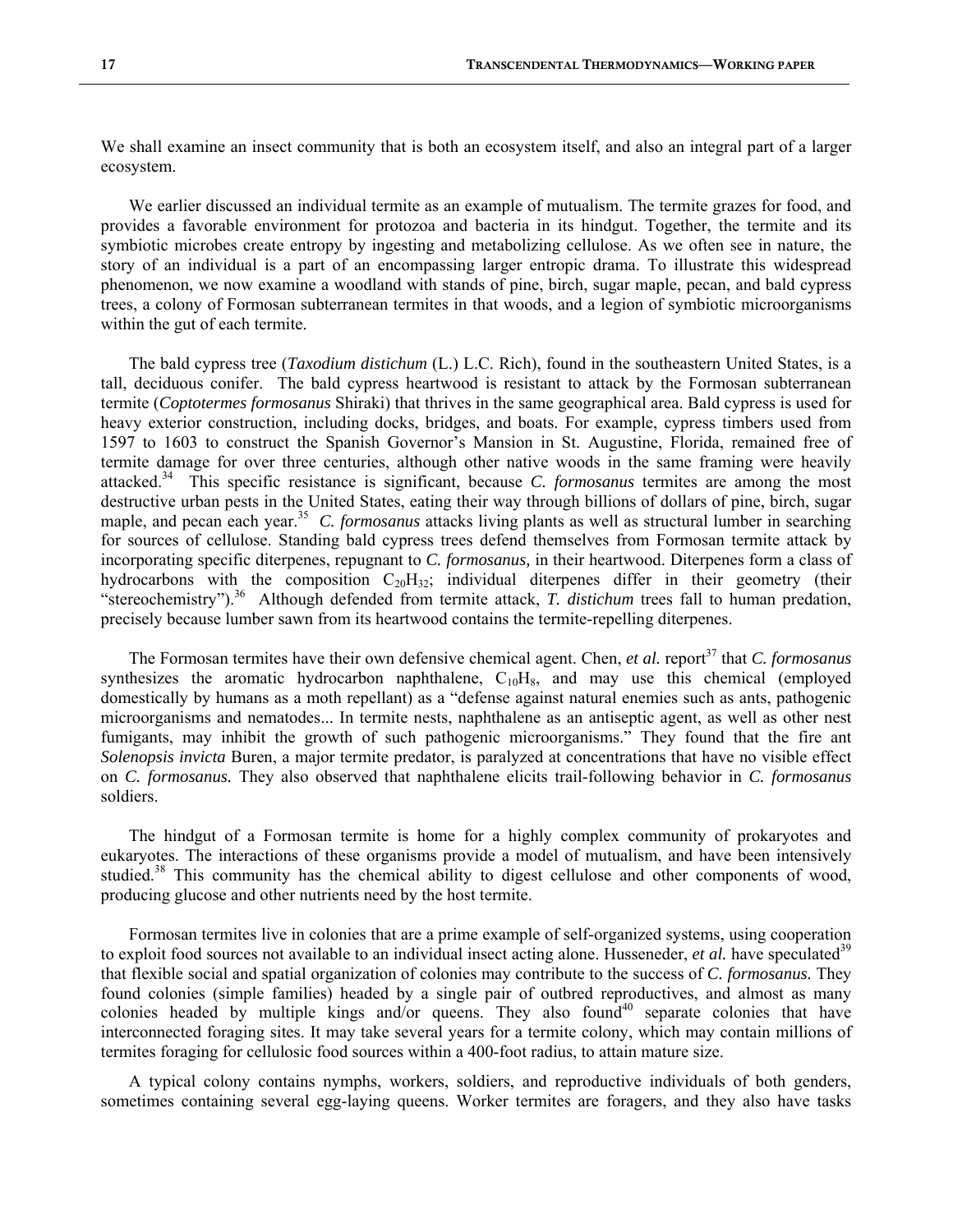We shall examine an insect community that is both an ecosystem itself, and also an integral part of a larger ecosystem.

We earlier discussed an individual termite as an example of mutualism. The termite grazes for food, and provides a favorable environment for protozoa and bacteria in its hindgut. Together, the termite and its symbiotic microbes create entropy by ingesting and metabolizing cellulose. As we often see in nature, the story of an individual is a part of an encompassing larger entropic drama. To illustrate this widespread phenomenon, we now examine a woodland with stands of pine, birch, sugar maple, pecan, and bald cypress trees, a colony of Formosan subterranean termites in that woods, and a legion of symbiotic microorganisms within the gut of each termite.

The bald cypress tree (*Taxodium distichum* (L.) L.C. Rich), found in the southeastern United States, is a tall, deciduous conifer. The bald cypress heartwood is resistant to attack by the Formosan subterranean termite (*Coptotermes formosanus* Shiraki) that thrives in the same geographical area. Bald cypress is used for heavy exterior construction, including docks, bridges, and boats. For example, cypress timbers used from 1597 to 1603 to construct the Spanish Governor's Mansion in St. Augustine, Florida, remained free of termite damage for over three centuries, although other native woods in the same framing were heavily attacked.[34] This specific resistance is significant, because *C. formosanus* termites are among the most destructive urban pests in the United States, eating their way through billions of dollars of pine, birch, sugar maple, and pecan each year.[35] *C. formosanus* attacks living plants as well as structural lumber in searching for sources of cellulose. Standing bald cypress trees defend themselves from Formosan termite attack by incorporating specific diterpenes, repugnant to *C. formosanus,* in their heartwood. Diterpenes form a class of hydrocarbons with the composition $C_{20}H_{32}$; individual diterpenes differ in their geometry (their "stereochemistry").[36] Although defended from termite attack, *T. distichum* trees fall to human predation, precisely because lumber sawn from its heartwood contains the termite-repelling diterpenes.

The Formosan termites have their own defensive chemical agent. Chen, *et al.* report[37] that *C. formosanus* synthesizes the aromatic hydrocarbon naphthalene, $C_{10}H_8$, and may use this chemical (employed domestically by humans as a moth repellant) as a "defense against natural enemies such as ants, pathogenic microorganisms and nematodes... In termite nests, naphthalene as an antiseptic agent, as well as other nest fumigants, may inhibit the growth of such pathogenic microorganisms." They found that the fire ant *Solenopsis invicta* Buren, a major termite predator, is paralyzed at concentrations that have no visible effect on *C. formosanus.* They also observed that naphthalene elicits trail-following behavior in *C. formosanus* soldiers.

The hindgut of a Formosan termite is home for a highly complex community of prokaryotes and eukaryotes. The interactions of these organisms provide a model of mutualism, and have been intensively studied.[38] This community has the chemical ability to digest cellulose and other components of wood, producing glucose and other nutrients need by the host termite.

Formosan termites live in colonies that are a prime example of self-organized systems, using cooperation to exploit food sources not available to an individual insect acting alone. Husseneder, *et al.* have speculated[39] that flexible social and spatial organization of colonies may contribute to the success of *C. formosanus.* They found colonies (simple families) headed by a single pair of outbred reproductives, and almost as many colonies headed by multiple kings and/or queens. They also found[40] separate colonies that have interconnected foraging sites. It may take several years for a termite colony, which may contain millions of termites foraging for cellulosic food sources within a 400-foot radius, to attain mature size.

A typical colony contains nymphs, workers, soldiers, and reproductive individuals of both genders, sometimes containing several egg-laying queens. Worker termites are foragers, and they also have tasks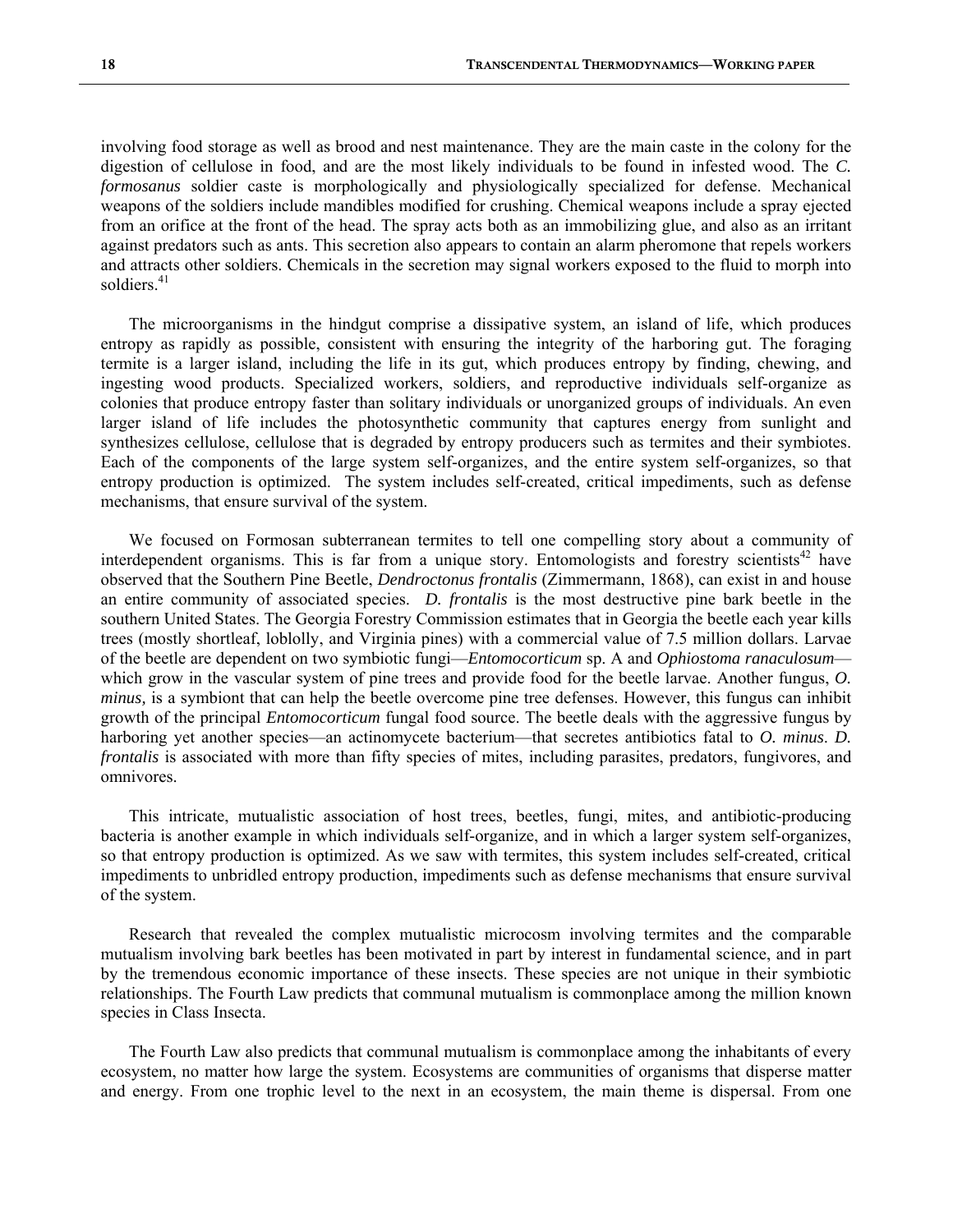involving food storage as well as brood and nest maintenance. They are the main caste in the colony for the digestion of cellulose in food, and are the most likely individuals to be found in infested wood. The *C. formosanus* soldier caste is morphologically and physiologically specialized for defense. Mechanical weapons of the soldiers include mandibles modified for crushing. Chemical weapons include a spray ejected from an orifice at the front of the head. The spray acts both as an immobilizing glue, and also as an irritant against predators such as ants. This secretion also appears to contain an alarm pheromone that repels workers and attracts other soldiers. Chemicals in the secretion may signal workers exposed to the fluid to morph into soldiers.[41]

The microorganisms in the hindgut comprise a dissipative system, an island of life, which produces entropy as rapidly as possible, consistent with ensuring the integrity of the harboring gut. The foraging termite is a larger island, including the life in its gut, which produces entropy by finding, chewing, and ingesting wood products. Specialized workers, soldiers, and reproductive individuals self-organize as colonies that produce entropy faster than solitary individuals or unorganized groups of individuals. An even larger island of life includes the photosynthetic community that captures energy from sunlight and synthesizes cellulose, cellulose that is degraded by entropy producers such as termites and their symbiotes. Each of the components of the large system self-organizes, and the entire system self-organizes, so that entropy production is optimized. The system includes self-created, critical impediments, such as defense mechanisms, that ensure survival of the system.

We focused on Formosan subterranean termites to tell one compelling story about a community of interdependent organisms. This is far from a unique story. Entomologists and forestry scientists[42] have observed that the Southern Pine Beetle, *Dendroctonus frontalis* (Zimmermann, 1868), can exist in and house an entire community of associated species. *D. frontalis* is the most destructive pine bark beetle in the southern United States. The Georgia Forestry Commission estimates that in Georgia the beetle each year kills trees (mostly shortleaf, loblolly, and Virginia pines) with a commercial value of 7.5 million dollars. Larvae of the beetle are dependent on two symbiotic fungi—*Entomocorticum* sp. A and *Ophiostoma ranaculosum*—which grow in the vascular system of pine trees and provide food for the beetle larvae. Another fungus, *O. minus,* is a symbiont that can help the beetle overcome pine tree defenses. However, this fungus can inhibit growth of the principal *Entomocorticum* fungal food source. The beetle deals with the aggressive fungus by harboring yet another species—an actinomycete bacterium—that secretes antibiotics fatal to *O. minus*. *D. frontalis* is associated with more than fifty species of mites, including parasites, predators, fungivores, and omnivores.

This intricate, mutualistic association of host trees, beetles, fungi, mites, and antibiotic-producing bacteria is another example in which individuals self-organize, and in which a larger system self-organizes, so that entropy production is optimized. As we saw with termites, this system includes self-created, critical impediments to unbridled entropy production, impediments such as defense mechanisms that ensure survival of the system.

Research that revealed the complex mutualistic microcosm involving termites and the comparable mutualism involving bark beetles has been motivated in part by interest in fundamental science, and in part by the tremendous economic importance of these insects. These species are not unique in their symbiotic relationships. The Fourth Law predicts that communal mutualism is commonplace among the million known species in Class Insecta.

The Fourth Law also predicts that communal mutualism is commonplace among the inhabitants of every ecosystem, no matter how large the system. Ecosystems are communities of organisms that disperse matter and energy. From one trophic level to the next in an ecosystem, the main theme is dispersal. From one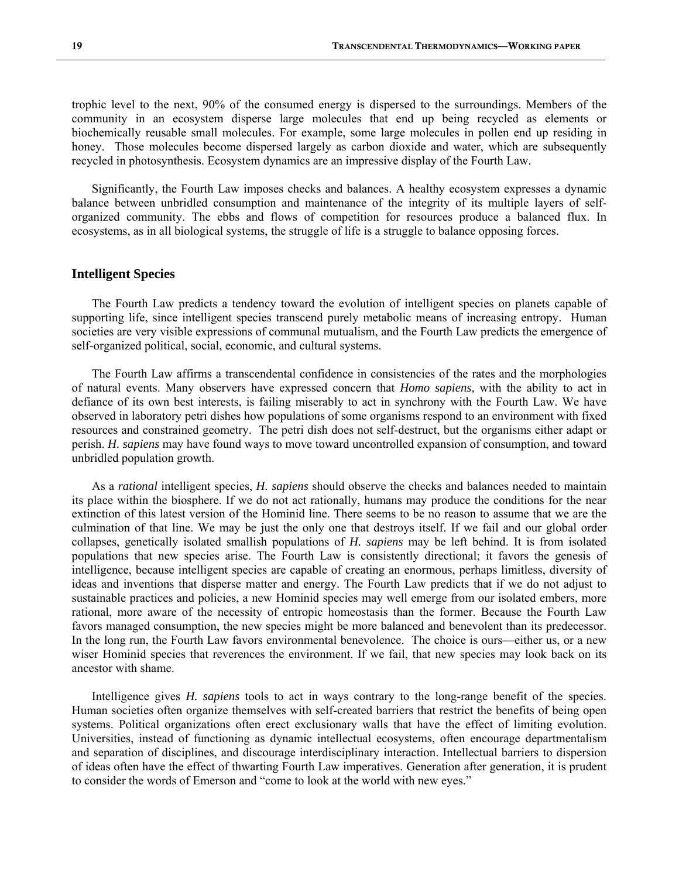trophic level to the next, 90% of the consumed energy is dispersed to the surroundings. Members of the community in an ecosystem disperse large molecules that end up being recycled as elements or biochemically reusable small molecules. For example, some large molecules in pollen end up residing in honey. Those molecules become dispersed largely as carbon dioxide and water, which are subsequently recycled in photosynthesis. Ecosystem dynamics are an impressive display of the Fourth Law.

Significantly, the Fourth Law imposes checks and balances. A healthy ecosystem expresses a dynamic balance between unbridled consumption and maintenance of the integrity of its multiple layers of self-organized community. The ebbs and flows of competition for resources produce a balanced flux. In ecosystems, as in all biological systems, the struggle of life is a struggle to balance opposing forces.

## Intelligent Species

The Fourth Law predicts a tendency toward the evolution of intelligent species on planets capable of supporting life, since intelligent species transcend purely metabolic means of increasing entropy. Human societies are very visible expressions of communal mutualism, and the Fourth Law predicts the emergence of self-organized political, social, economic, and cultural systems.

The Fourth Law affirms a transcendental confidence in consistencies of the rates and the morphologies of natural events. Many observers have expressed concern that *Homo sapiens,* with the ability to act in defiance of its own best interests, is failing miserably to act in synchrony with the Fourth Law. We have observed in laboratory petri dishes how populations of some organisms respond to an environment with fixed resources and constrained geometry. The petri dish does not self-destruct, but the organisms either adapt or perish. *H. sapiens* may have found ways to move toward uncontrolled expansion of consumption, and toward unbridled population growth.

As a *rational* intelligent species, *H. sapiens* should observe the checks and balances needed to maintain its place within the biosphere. If we do not act rationally, humans may produce the conditions for the near extinction of this latest version of the Hominid line. There seems to be no reason to assume that we are the culmination of that line. We may be just the only one that destroys itself. If we fail and our global order collapses, genetically isolated smallish populations of *H. sapiens* may be left behind. It is from isolated populations that new species arise. The Fourth Law is consistently directional; it favors the genesis of intelligence, because intelligent species are capable of creating an enormous, perhaps limitless, diversity of ideas and inventions that disperse matter and energy. The Fourth Law predicts that if we do not adjust to sustainable practices and policies, a new Hominid species may well emerge from our isolated embers, more rational, more aware of the necessity of entropic homeostasis than the former. Because the Fourth Law favors managed consumption, the new species might be more balanced and benevolent than its predecessor. In the long run, the Fourth Law favors environmental benevolence. The choice is ours—either us, or a new wiser Hominid species that reverences the environment. If we fail, that new species may look back on its ancestor with shame.

Intelligence gives *H. sapiens* tools to act in ways contrary to the long-range benefit of the species. Human societies often organize themselves with self-created barriers that restrict the benefits of being open systems. Political organizations often erect exclusionary walls that have the effect of limiting evolution. Universities, instead of functioning as dynamic intellectual ecosystems, often encourage departmentalism and separation of disciplines, and discourage interdisciplinary interaction. Intellectual barriers to dispersion of ideas often have the effect of thwarting Fourth Law imperatives. Generation after generation, it is prudent to consider the words of Emerson and "come to look at the world with new eyes."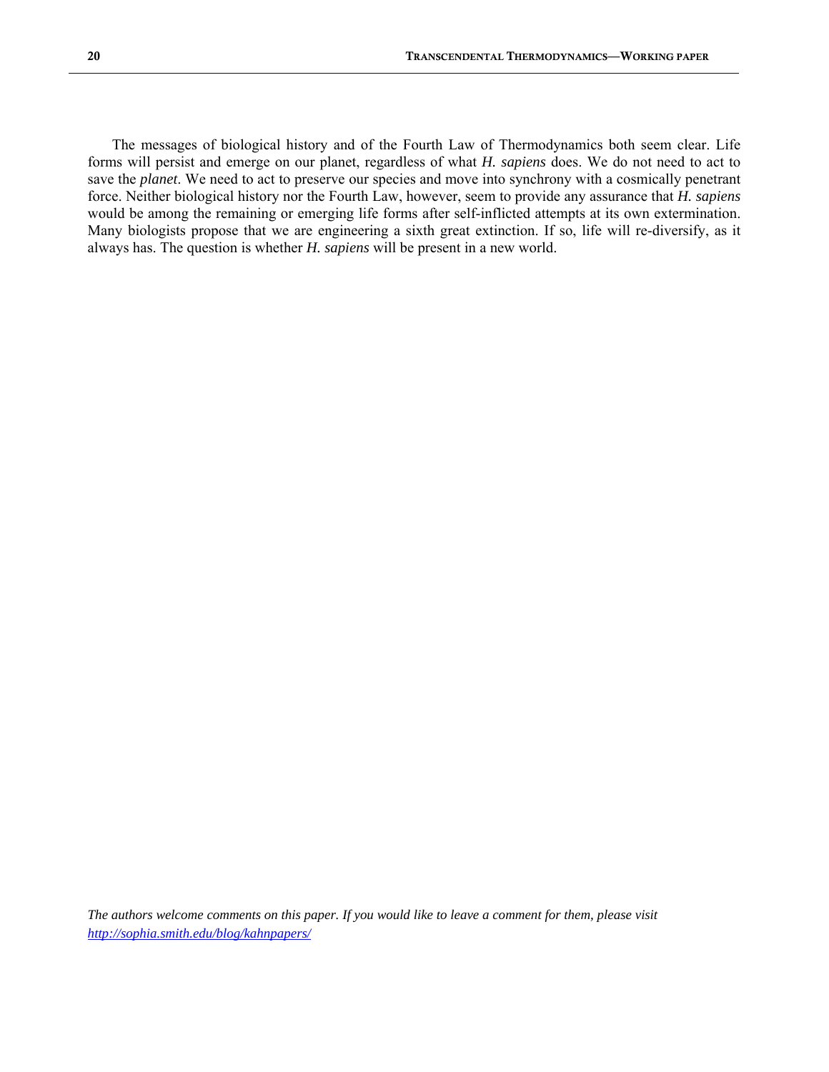The messages of biological history and of the Fourth Law of Thermodynamics both seem clear. Life forms will persist and emerge on our planet, regardless of what *H. sapiens* does. We do not need to act to save the *planet*. We need to act to preserve our species and move into synchrony with a cosmically penetrant force. Neither biological history nor the Fourth Law, however, seem to provide any assurance that *H. sapiens* would be among the remaining or emerging life forms after self-inflicted attempts at its own extermination. Many biologists propose that we are engineering a sixth great extinction. If so, life will re-diversify, as it always has. The question is whether *H. sapiens* will be present in a new world.

*The authors welcome comments on this paper. If you would like to leave a comment for them, please visit [http://sophia.smith.edu/blog/kahnpapers/](http://sophia.smith.edu/blog/kahnpapers/)*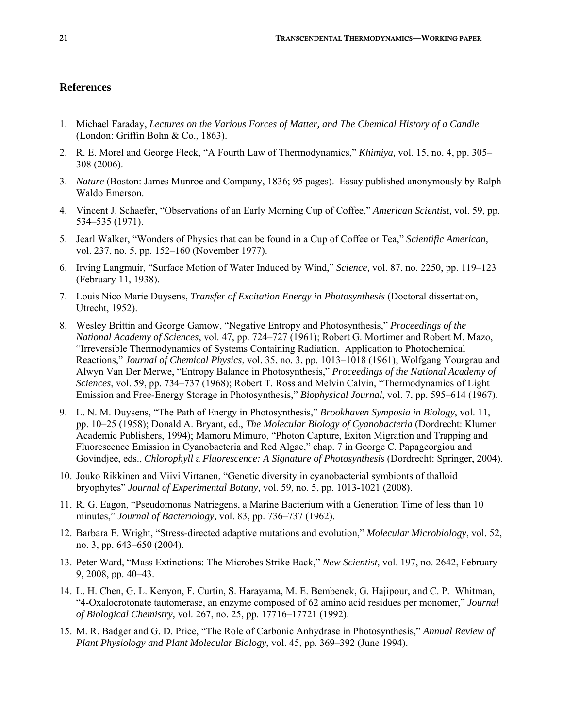## References

1. Michael Faraday, *Lectures on the Various Forces of Matter, and The Chemical History of a Candle* (London: Griffin Bohn & Co., 1863).
2. R. E. Morel and George Fleck, "A Fourth Law of Thermodynamics," *Khimiya,* vol. 15, no. 4, pp. 305–308 (2006).
3. *Nature* (Boston: James Munroe and Company, 1836; 95 pages). Essay published anonymously by Ralph Waldo Emerson.
4. Vincent J. Schaefer, "Observations of an Early Morning Cup of Coffee," *American Scientist,* vol. 59, pp. 534–535 (1971).
5. Jearl Walker, "Wonders of Physics that can be found in a Cup of Coffee or Tea," *Scientific American,* vol. 237, no. 5, pp. 152–160 (November 1977).
6. Irving Langmuir, "Surface Motion of Water Induced by Wind," *Science,* vol. 87, no. 2250, pp. 119–123 (February 11, 1938).
7. Louis Nico Marie Duysens, *Transfer of Excitation Energy in Photosynthesis* (Doctoral dissertation, Utrecht, 1952).
8. Wesley Brittin and George Gamow, "Negative Entropy and Photosynthesis," *Proceedings of the National Academy of Sciences*, vol. 47, pp. 724–727 (1961); Robert G. Mortimer and Robert M. Mazo, "Irreversible Thermodynamics of Systems Containing Radiation. Application to Photochemical Reactions," *Journal of Chemical Physics*, vol. 35, no. 3, pp. 1013–1018 (1961); Wolfgang Yourgrau and Alwyn Van Der Merwe, "Entropy Balance in Photosynthesis," *Proceedings of the National Academy of Sciences*, vol. 59, pp. 734–737 (1968); Robert T. Ross and Melvin Calvin, "Thermodynamics of Light Emission and Free-Energy Storage in Photosynthesis," *Biophysical Journal*, vol. 7, pp. 595–614 (1967).
9. L. N. M. Duysens, "The Path of Energy in Photosynthesis," *Brookhaven Symposia in Biology*, vol. 11, pp. 10–25 (1958); Donald A. Bryant, ed., *The Molecular Biology of Cyanobacteria* (Dordrecht: Klumer Academic Publishers, 1994); Mamoru Mimuro, "Photon Capture, Exiton Migration and Trapping and Fluorescence Emission in Cyanobacteria and Red Algae," chap. 7 in George C. Papageorgiou and Govindjee, eds., *Chlorophyll* a *Fluorescence: A Signature of Photosynthesis* (Dordrecht: Springer, 2004).
10. Jouko Rikkinen and Viivi Virtanen, "Genetic diversity in cyanobacterial symbionts of thalloid bryophytes" *Journal of Experimental Botany,* vol. 59, no. 5, pp. 1013-1021 (2008).
11. R. G. Eagon, "Pseudomonas Natriegens, a Marine Bacterium with a Generation Time of less than 10 minutes," *Journal of Bacteriology,* vol. 83, pp. 736–737 (1962).
12. Barbara E. Wright, "Stress-directed adaptive mutations and evolution," *Molecular Microbiology*, vol. 52, no. 3, pp. 643–650 (2004).
13. Peter Ward, "Mass Extinctions: The Microbes Strike Back," *New Scientist,* vol. 197, no. 2642, February 9, 2008, pp. 40–43.
14. L. H. Chen, G. L. Kenyon, F. Curtin, S. Harayama, M. E. Bembenek, G. Hajipour, and C. P. Whitman, "4-Oxalocrotonate tautomerase, an enzyme composed of 62 amino acid residues per monomer," *Journal of Biological Chemistry,* vol. 267, no. 25, pp. 17716–17721 (1992).
15. M. R. Badger and G. D. Price, "The Role of Carbonic Anhydrase in Photosynthesis," *Annual Review of Plant Physiology and Plant Molecular Biology*, vol. 45, pp. 369–392 (June 1994).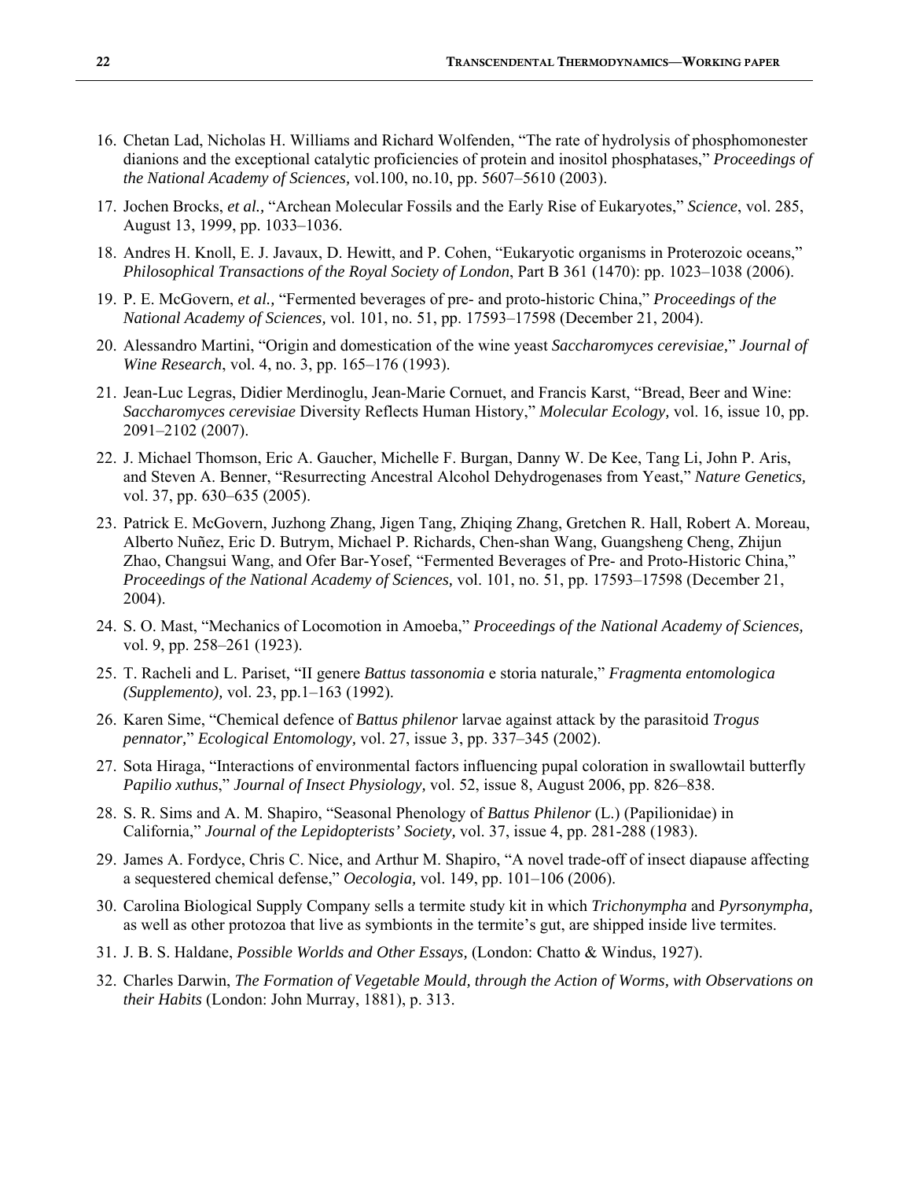16. Chetan Lad, Nicholas H. Williams and Richard Wolfenden, "The rate of hydrolysis of phosphomonester dianions and the exceptional catalytic proficiencies of protein and inositol phosphatases," *Proceedings of the National Academy of Sciences,* vol.100, no.10, pp. 5607–5610 (2003).
17. Jochen Brocks, *et al.,* "Archean Molecular Fossils and the Early Rise of Eukaryotes," *Science*, vol. 285, August 13, 1999, pp. 1033–1036.
18. Andres H. Knoll, E. J. Javaux, D. Hewitt, and P. Cohen, "Eukaryotic organisms in Proterozoic oceans," *Philosophical Transactions of the Royal Society of London*, Part B 361 (1470): pp. 1023–1038 (2006).
19. P. E. McGovern, *et al.,* "Fermented beverages of pre- and proto-historic China," *Proceedings of the National Academy of Sciences,* vol. 101, no. 51, pp. 17593–17598 (December 21, 2004).
20. Alessandro Martini, "Origin and domestication of the wine yeast *Saccharomyces cerevisiae,*" *Journal of Wine Research*, vol. 4, no. 3, pp. 165–176 (1993).
21. Jean-Luc Legras, Didier Merdinoglu, Jean-Marie Cornuet, and Francis Karst, "Bread, Beer and Wine: *Saccharomyces cerevisiae* Diversity Reflects Human History," *Molecular Ecology,* vol. 16, issue 10, pp. 2091–2102 (2007).
22. J. Michael Thomson, Eric A. Gaucher, Michelle F. Burgan, Danny W. De Kee, Tang Li, John P. Aris, and Steven A. Benner, "Resurrecting Ancestral Alcohol Dehydrogenases from Yeast," *Nature Genetics,* vol. 37, pp. 630–635 (2005).
23. Patrick E. McGovern, Juzhong Zhang, Jigen Tang, Zhiqing Zhang, Gretchen R. Hall, Robert A. Moreau, Alberto Nuñez, Eric D. Butrym, Michael P. Richards, Chen-shan Wang, Guangsheng Cheng, Zhijun Zhao, Changsui Wang, and Ofer Bar-Yosef, "Fermented Beverages of Pre- and Proto-Historic China," *Proceedings of the National Academy of Sciences,* vol. 101, no. 51, pp. 17593–17598 (December 21, 2004).
24. S. O. Mast, "Mechanics of Locomotion in Amoeba," *Proceedings of the National Academy of Sciences,* vol. 9, pp. 258–261 (1923).
25. T. Racheli and L. Pariset, "II genere *Battus tassonomia* e storia naturale," *Fragmenta entomologica (Supplemento),* vol. 23, pp.1–163 (1992).
26. Karen Sime, "Chemical defence of *Battus philenor* larvae against attack by the parasitoid *Trogus pennator,*" *Ecological Entomology,* vol. 27, issue 3, pp. 337–345 (2002).
27. Sota Hiraga, "Interactions of environmental factors influencing pupal coloration in swallowtail butterfly *Papilio xuthus*," *Journal of Insect Physiology,* vol. 52, issue 8, August 2006, pp. 826–838.
28. S. R. Sims and A. M. Shapiro, "Seasonal Phenology of *Battus Philenor* (L.) (Papilionidae) in California," *Journal of the Lepidopterists' Society,* vol. 37, issue 4, pp. 281-288 (1983).
29. James A. Fordyce, Chris C. Nice, and Arthur M. Shapiro, "A novel trade-off of insect diapause affecting a sequestered chemical defense," *Oecologia,* vol. 149, pp. 101–106 (2006).
30. Carolina Biological Supply Company sells a termite study kit in which *Trichonympha* and *Pyrsonympha,* as well as other protozoa that live as symbionts in the termite's gut, are shipped inside live termites.
31. J. B. S. Haldane, *Possible Worlds and Other Essays,* (London: Chatto & Windus, 1927).
32. Charles Darwin, *The Formation of Vegetable Mould, through the Action of Worms, with Observations on their Habits* (London: John Murray, 1881), p. 313.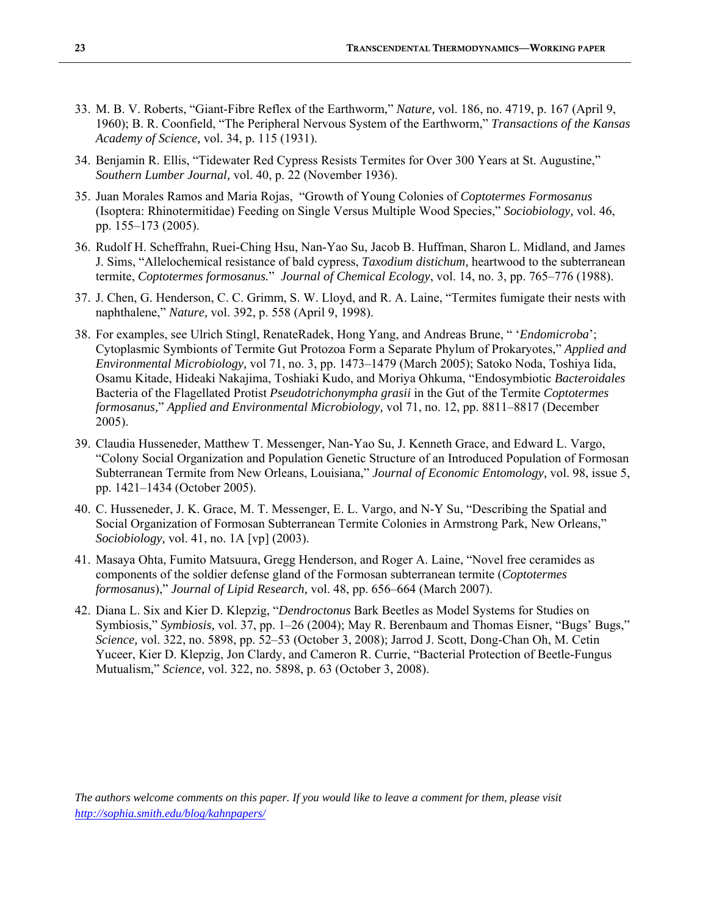33. M. B. V. Roberts, "Giant-Fibre Reflex of the Earthworm," *Nature,* vol. 186, no. 4719, p. 167 (April 9, 1960); B. R. Coonfield, "The Peripheral Nervous System of the Earthworm," *Transactions of the Kansas Academy of Science,* vol. 34, p. 115 (1931).
34. Benjamin R. Ellis, "Tidewater Red Cypress Resists Termites for Over 300 Years at St. Augustine," *Southern Lumber Journal,* vol. 40, p. 22 (November 1936).
35. Juan Morales Ramos and Maria Rojas, "Growth of Young Colonies of *Coptotermes Formosanus* (Isoptera: Rhinotermitidae) Feeding on Single Versus Multiple Wood Species," *Sociobiology,* vol. 46, pp. 155–173 (2005).
36. Rudolf H. Scheffrahn, Ruei-Ching Hsu, Nan-Yao Su, Jacob B. Huffman, Sharon L. Midland, and James J. Sims, "Allelochemical resistance of bald cypress, *Taxodium distichum,* heartwood to the subterranean termite, *Coptotermes formosanus.*" *Journal of Chemical Ecology*, vol. 14, no. 3, pp. 765–776 (1988).
37. J. Chen, G. Henderson, C. C. Grimm, S. W. Lloyd, and R. A. Laine, "Termites fumigate their nests with naphthalene," *Nature,* vol. 392, p. 558 (April 9, 1998).
38. For examples, see Ulrich Stingl, RenateRadek, Hong Yang, and Andreas Brune, " '*Endomicroba*'; Cytoplasmic Symbionts of Termite Gut Protozoa Form a Separate Phylum of Prokaryotes," *Applied and Environmental Microbiology,* vol 71, no. 3, pp. 1473–1479 (March 2005); Satoko Noda, Toshiya Iida, Osamu Kitade, Hideaki Nakajima, Toshiaki Kudo, and Moriya Ohkuma, "Endosymbiotic *Bacteroidales* Bacteria of the Flagellated Protist *Pseudotrichonympha grasii* in the Gut of the Termite *Coptotermes formosanus,*" *Applied and Environmental Microbiology,* vol 71, no. 12, pp. 8811–8817 (December 2005).
39. Claudia Husseneder, Matthew T. Messenger, Nan-Yao Su, J. Kenneth Grace, and Edward L. Vargo, "Colony Social Organization and Population Genetic Structure of an Introduced Population of Formosan Subterranean Termite from New Orleans, Louisiana," *Journal of Economic Entomology,* vol. 98, issue 5, pp. 1421–1434 (October 2005).
40. C. Husseneder, J. K. Grace, M. T. Messenger, E. L. Vargo, and N-Y Su, "Describing the Spatial and Social Organization of Formosan Subterranean Termite Colonies in Armstrong Park, New Orleans," *Sociobiology,* vol. 41, no. 1A [vp] (2003).
41. Masaya Ohta, Fumito Matsuura, Gregg Henderson, and Roger A. Laine, "Novel free ceramides as components of the soldier defense gland of the Formosan subterranean termite (*Coptotermes formosanus*)," *Journal of Lipid Research,* vol. 48, pp. 656–664 (March 2007).
42. Diana L. Six and Kier D. Klepzig, "*Dendroctonus* Bark Beetles as Model Systems for Studies on Symbiosis," *Symbiosis,* vol. 37, pp. 1–26 (2004); May R. Berenbaum and Thomas Eisner, "Bugs' Bugs," *Science,* vol. 322, no. 5898, pp. 52–53 (October 3, 2008); Jarrod J. Scott, Dong-Chan Oh, M. Cetin Yuceer, Kier D. Klepzig, Jon Clardy, and Cameron R. Currie, "Bacterial Protection of Beetle-Fungus Mutualism," *Science,* vol. 322, no. 5898, p. 63 (October 3, 2008).

*The authors welcome comments on this paper. If you would like to leave a comment for them, please visit [http://sophia.smith.edu/blog/kahnpapers/](http://sophia.smith.edu/blog/kahnpapers/)*